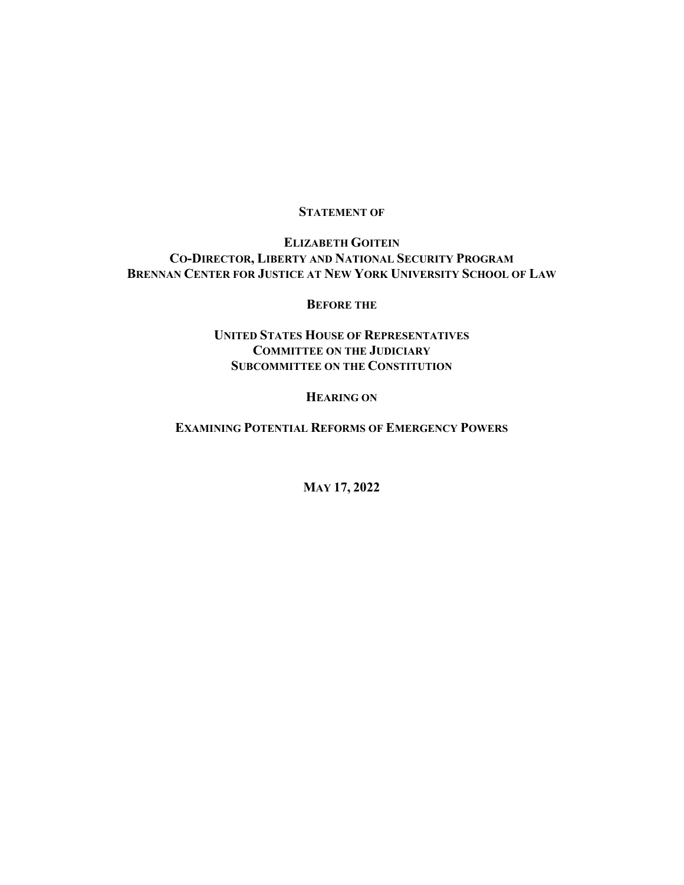**STATEMENT OF**

**ELIZABETH GOITEIN**
**CO-DIRECTOR, LIBERTY AND NATIONAL SECURITY PROGRAM**
**BRENNAN CENTER FOR JUSTICE AT NEW YORK UNIVERSITY SCHOOL OF LAW**

**BEFORE THE**

**UNITED STATES HOUSE OF REPRESENTATIVES**
**COMMITTEE ON THE JUDICIARY**
**SUBCOMMITTEE ON THE CONSTITUTION**

**HEARING ON**

**EXAMINING POTENTIAL REFORMS OF EMERGENCY POWERS**

**MAY 17, 2022**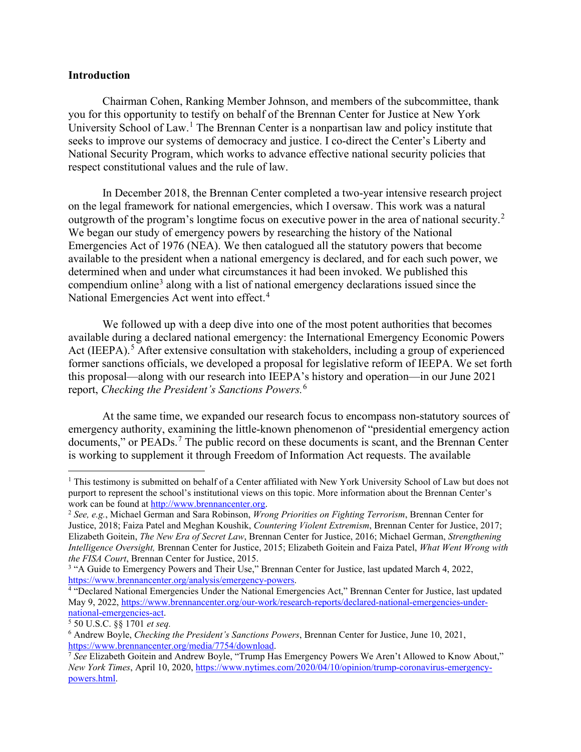**Introduction**

Chairman Cohen, Ranking Member Johnson, and members of the subcommittee, thank you for this opportunity to testify on behalf of the Brennan Center for Justice at New York University School of Law.[1] The Brennan Center is a nonpartisan law and policy institute that seeks to improve our systems of democracy and justice. I co-direct the Center's Liberty and National Security Program, which works to advance effective national security policies that respect constitutional values and the rule of law.

In December 2018, the Brennan Center completed a two-year intensive research project on the legal framework for national emergencies, which I oversaw. This work was a natural outgrowth of the program's longtime focus on executive power in the area of national security.[2] We began our study of emergency powers by researching the history of the National Emergencies Act of 1976 (NEA). We then catalogued all the statutory powers that become available to the president when a national emergency is declared, and for each such power, we determined when and under what circumstances it had been invoked. We published this compendium online[3] along with a list of national emergency declarations issued since the National Emergencies Act went into effect.[4]

We followed up with a deep dive into one of the most potent authorities that becomes available during a declared national emergency: the International Emergency Economic Powers Act (IEEPA).[5] After extensive consultation with stakeholders, including a group of experienced former sanctions officials, we developed a proposal for legislative reform of IEEPA. We set forth this proposal—along with our research into IEEPA's history and operation—in our June 2021 report, *Checking the President's Sanctions Powers.*[6]

At the same time, we expanded our research focus to encompass non-statutory sources of emergency authority, examining the little-known phenomenon of "presidential emergency action documents," or PEADs.[7] The public record on these documents is scant, and the Brennan Center is working to supplement it through Freedom of Information Act requests. The available

---

[1] This testimony is submitted on behalf of a Center affiliated with New York University School of Law but does not purport to represent the school's institutional views on this topic. More information about the Brennan Center's work can be found at http://www.brennancenter.org.

[2] *See, e.g.*, Michael German and Sara Robinson, *Wrong Priorities on Fighting Terrorism*, Brennan Center for Justice, 2018; Faiza Patel and Meghan Koushik, *Countering Violent Extremism*, Brennan Center for Justice, 2017; Elizabeth Goitein, *The New Era of Secret Law*, Brennan Center for Justice, 2016; Michael German, *Strengthening Intelligence Oversight,* Brennan Center for Justice, 2015; Elizabeth Goitein and Faiza Patel, *What Went Wrong with the FISA Court*, Brennan Center for Justice, 2015.

[3] "A Guide to Emergency Powers and Their Use," Brennan Center for Justice, last updated March 4, 2022, https://www.brennancenter.org/analysis/emergency-powers.

[4] "Declared National Emergencies Under the National Emergencies Act," Brennan Center for Justice, last updated May 9, 2022, https://www.brennancenter.org/our-work/research-reports/declared-national-emergencies-under-national-emergencies-act.

[5] 50 U.S.C. §§ 1701 *et seq.*

[6] Andrew Boyle, *Checking the President's Sanctions Powers*, Brennan Center for Justice, June 10, 2021, https://www.brennancenter.org/media/7754/download.

[7] *See* Elizabeth Goitein and Andrew Boyle, "Trump Has Emergency Powers We Aren't Allowed to Know About," *New York Times*, April 10, 2020, https://www.nytimes.com/2020/04/10/opinion/trump-coronavirus-emergency-powers.html.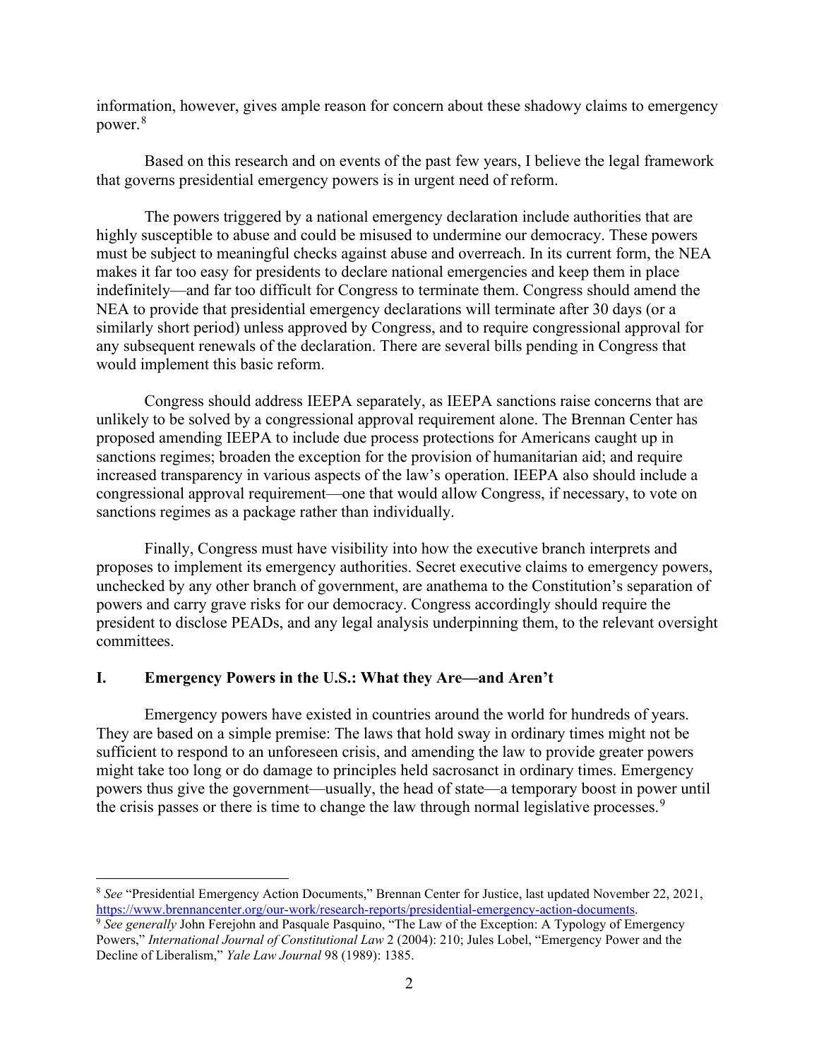information, however, gives ample reason for concern about these shadowy claims to emergency power.[8]

Based on this research and on events of the past few years, I believe the legal framework that governs presidential emergency powers is in urgent need of reform.

The powers triggered by a national emergency declaration include authorities that are highly susceptible to abuse and could be misused to undermine our democracy. These powers must be subject to meaningful checks against abuse and overreach. In its current form, the NEA makes it far too easy for presidents to declare national emergencies and keep them in place indefinitely—and far too difficult for Congress to terminate them. Congress should amend the NEA to provide that presidential emergency declarations will terminate after 30 days (or a similarly short period) unless approved by Congress, and to require congressional approval for any subsequent renewals of the declaration. There are several bills pending in Congress that would implement this basic reform.

Congress should address IEEPA separately, as IEEPA sanctions raise concerns that are unlikely to be solved by a congressional approval requirement alone. The Brennan Center has proposed amending IEEPA to include due process protections for Americans caught up in sanctions regimes; broaden the exception for the provision of humanitarian aid; and require increased transparency in various aspects of the law's operation. IEEPA also should include a congressional approval requirement—one that would allow Congress, if necessary, to vote on sanctions regimes as a package rather than individually.

Finally, Congress must have visibility into how the executive branch interprets and proposes to implement its emergency authorities. Secret executive claims to emergency powers, unchecked by any other branch of government, are anathema to the Constitution's separation of powers and carry grave risks for our democracy. Congress accordingly should require the president to disclose PEADs, and any legal analysis underpinning them, to the relevant oversight committees.

## I. Emergency Powers in the U.S.: What they Are—and Aren't

Emergency powers have existed in countries around the world for hundreds of years. They are based on a simple premise: The laws that hold sway in ordinary times might not be sufficient to respond to an unforeseen crisis, and amending the law to provide greater powers might take too long or do damage to principles held sacrosanct in ordinary times. Emergency powers thus give the government—usually, the head of state—a temporary boost in power until the crisis passes or there is time to change the law through normal legislative processes.[9]

---

[8] *See* "Presidential Emergency Action Documents," Brennan Center for Justice, last updated November 22, 2021, https://www.brennancenter.org/our-work/research-reports/presidential-emergency-action-documents.

[9] *See generally* John Ferejohn and Pasquale Pasquino, "The Law of the Exception: A Typology of Emergency Powers," *International Journal of Constitutional Law* 2 (2004): 210; Jules Lobel, "Emergency Power and the Decline of Liberalism," *Yale Law Journal* 98 (1989): 1385.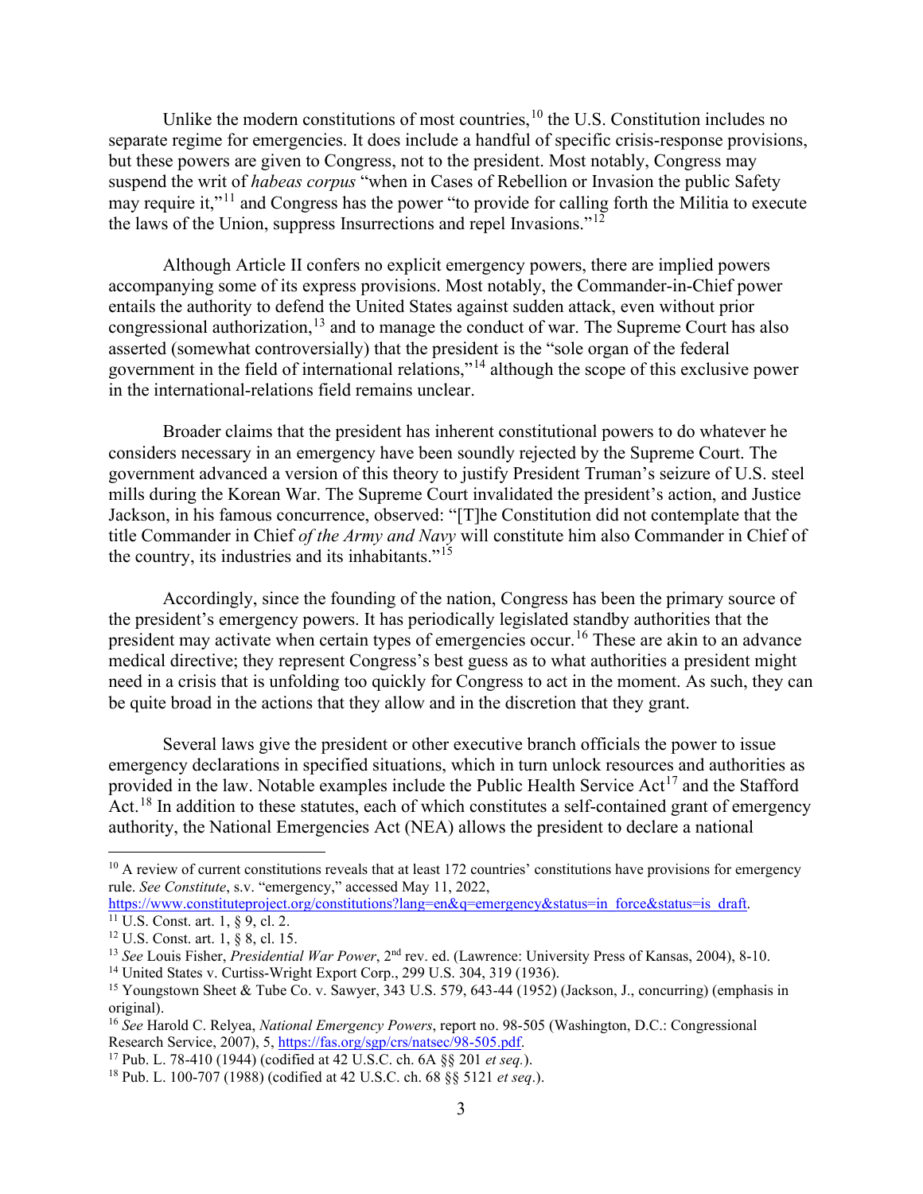Unlike the modern constitutions of most countries,[10] the U.S. Constitution includes no separate regime for emergencies. It does include a handful of specific crisis-response provisions, but these powers are given to Congress, not to the president. Most notably, Congress may suspend the writ of *habeas corpus* "when in Cases of Rebellion or Invasion the public Safety may require it,"[11] and Congress has the power "to provide for calling forth the Militia to execute the laws of the Union, suppress Insurrections and repel Invasions."[12]

Although Article II confers no explicit emergency powers, there are implied powers accompanying some of its express provisions. Most notably, the Commander-in-Chief power entails the authority to defend the United States against sudden attack, even without prior congressional authorization,[13] and to manage the conduct of war. The Supreme Court has also asserted (somewhat controversially) that the president is the "sole organ of the federal government in the field of international relations,"[14] although the scope of this exclusive power in the international-relations field remains unclear.

Broader claims that the president has inherent constitutional powers to do whatever he considers necessary in an emergency have been soundly rejected by the Supreme Court. The government advanced a version of this theory to justify President Truman's seizure of U.S. steel mills during the Korean War. The Supreme Court invalidated the president's action, and Justice Jackson, in his famous concurrence, observed: "[T]he Constitution did not contemplate that the title Commander in Chief *of the Army and Navy* will constitute him also Commander in Chief of the country, its industries and its inhabitants."[15]

Accordingly, since the founding of the nation, Congress has been the primary source of the president's emergency powers. It has periodically legislated standby authorities that the president may activate when certain types of emergencies occur.[16] These are akin to an advance medical directive; they represent Congress's best guess as to what authorities a president might need in a crisis that is unfolding too quickly for Congress to act in the moment. As such, they can be quite broad in the actions that they allow and in the discretion that they grant.

Several laws give the president or other executive branch officials the power to issue emergency declarations in specified situations, which in turn unlock resources and authorities as provided in the law. Notable examples include the Public Health Service Act[17] and the Stafford Act.[18] In addition to these statutes, each of which constitutes a self-contained grant of emergency authority, the National Emergencies Act (NEA) allows the president to declare a national

---

[10] A review of current constitutions reveals that at least 172 countries' constitutions have provisions for emergency rule. *See Constitute*, s.v. "emergency," accessed May 11, 2022, https://www.constituteproject.org/constitutions?lang=en&q=emergency&status=in_force&status=is_draft.

[11] U.S. Const. art. 1, § 9, cl. 2.

[12] U.S. Const. art. 1, § 8, cl. 15.

[13] *See* Louis Fisher, *Presidential War Power*, 2nd rev. ed. (Lawrence: University Press of Kansas, 2004), 8-10.

[14] United States v. Curtiss-Wright Export Corp., 299 U.S. 304, 319 (1936).

[15] Youngstown Sheet & Tube Co. v. Sawyer, 343 U.S. 579, 643-44 (1952) (Jackson, J., concurring) (emphasis in original).

[16] *See* Harold C. Relyea, *National Emergency Powers*, report no. 98-505 (Washington, D.C.: Congressional Research Service, 2007), 5, https://fas.org/sgp/crs/natsec/98-505.pdf.

[17] Pub. L. 78-410 (1944) (codified at 42 U.S.C. ch. 6A §§ 201 *et seq.*).

[18] Pub. L. 100-707 (1988) (codified at 42 U.S.C. ch. 68 §§ 5121 *et seq*.).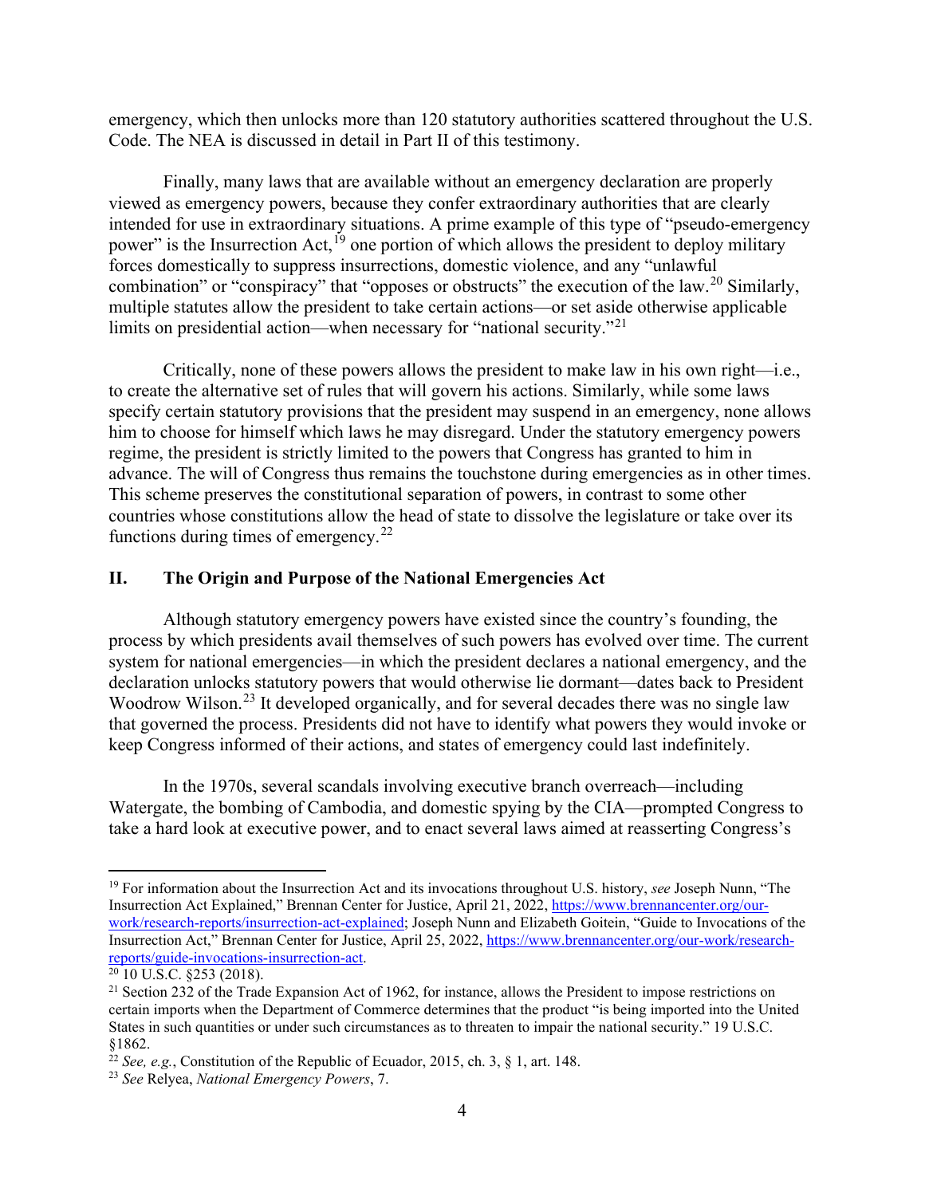emergency, which then unlocks more than 120 statutory authorities scattered throughout the U.S. Code. The NEA is discussed in detail in Part II of this testimony.

Finally, many laws that are available without an emergency declaration are properly viewed as emergency powers, because they confer extraordinary authorities that are clearly intended for use in extraordinary situations. A prime example of this type of "pseudo-emergency power" is the Insurrection Act,[19] one portion of which allows the president to deploy military forces domestically to suppress insurrections, domestic violence, and any "unlawful combination" or "conspiracy" that "opposes or obstructs" the execution of the law.[20] Similarly, multiple statutes allow the president to take certain actions—or set aside otherwise applicable limits on presidential action—when necessary for "national security."[21]

Critically, none of these powers allows the president to make law in his own right—i.e., to create the alternative set of rules that will govern his actions. Similarly, while some laws specify certain statutory provisions that the president may suspend in an emergency, none allows him to choose for himself which laws he may disregard. Under the statutory emergency powers regime, the president is strictly limited to the powers that Congress has granted to him in advance. The will of Congress thus remains the touchstone during emergencies as in other times. This scheme preserves the constitutional separation of powers, in contrast to some other countries whose constitutions allow the head of state to dissolve the legislature or take over its functions during times of emergency.[22]

## II. The Origin and Purpose of the National Emergencies Act

Although statutory emergency powers have existed since the country's founding, the process by which presidents avail themselves of such powers has evolved over time. The current system for national emergencies—in which the president declares a national emergency, and the declaration unlocks statutory powers that would otherwise lie dormant—dates back to President Woodrow Wilson.[23] It developed organically, and for several decades there was no single law that governed the process. Presidents did not have to identify what powers they would invoke or keep Congress informed of their actions, and states of emergency could last indefinitely.

In the 1970s, several scandals involving executive branch overreach—including Watergate, the bombing of Cambodia, and domestic spying by the CIA—prompted Congress to take a hard look at executive power, and to enact several laws aimed at reasserting Congress's

---

[19] For information about the Insurrection Act and its invocations throughout U.S. history, *see* Joseph Nunn, "The Insurrection Act Explained," Brennan Center for Justice, April 21, 2022, https://www.brennancenter.org/our-work/research-reports/insurrection-act-explained; Joseph Nunn and Elizabeth Goitein, "Guide to Invocations of the Insurrection Act," Brennan Center for Justice, April 25, 2022, https://www.brennancenter.org/our-work/research-reports/guide-invocations-insurrection-act.

[20] 10 U.S.C. §253 (2018).

[21] Section 232 of the Trade Expansion Act of 1962, for instance, allows the President to impose restrictions on certain imports when the Department of Commerce determines that the product "is being imported into the United States in such quantities or under such circumstances as to threaten to impair the national security." 19 U.S.C. §1862.

[22] *See, e.g.*, Constitution of the Republic of Ecuador, 2015, ch. 3, § 1, art. 148.

[23] *See* Relyea, *National Emergency Powers*, 7.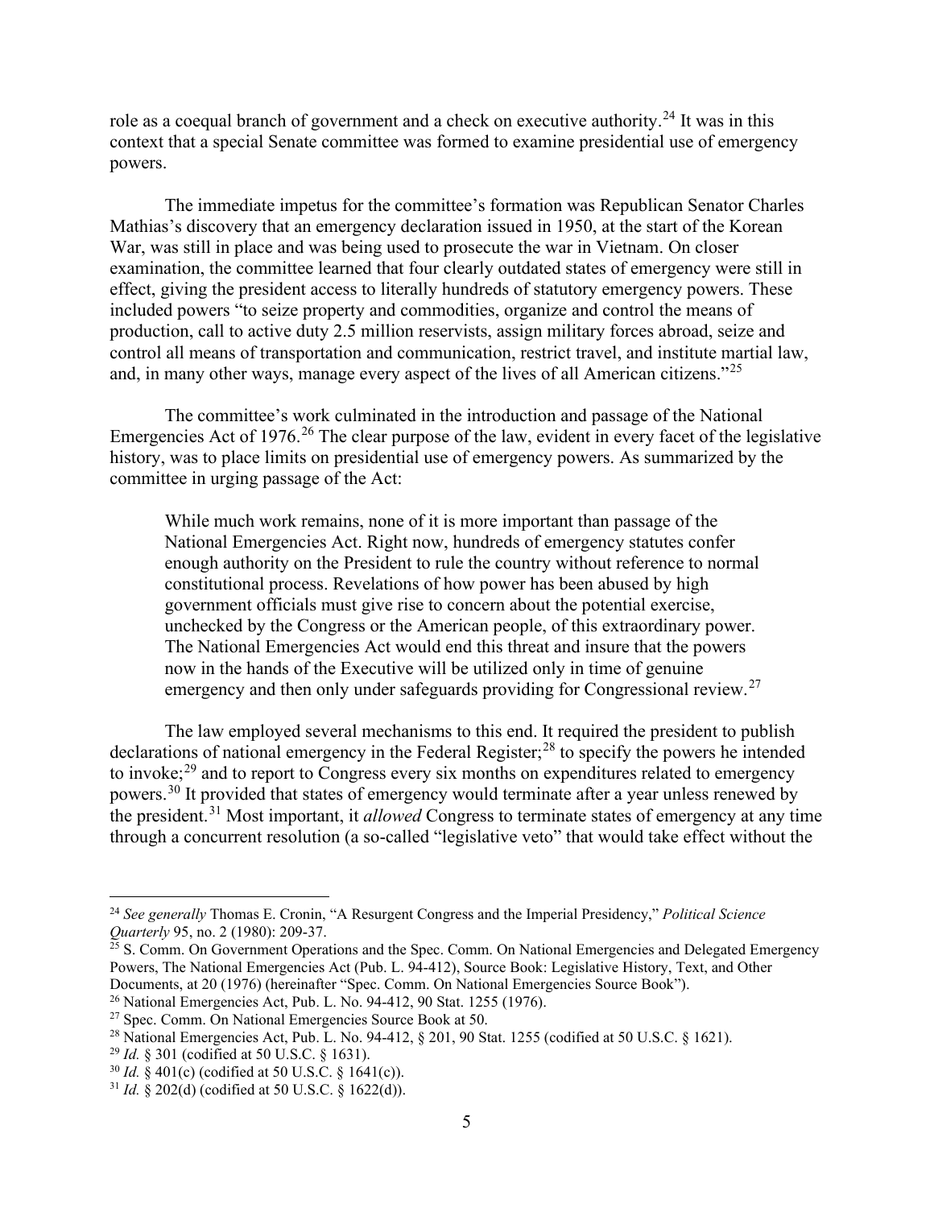role as a coequal branch of government and a check on executive authority.[24] It was in this context that a special Senate committee was formed to examine presidential use of emergency powers.

The immediate impetus for the committee's formation was Republican Senator Charles Mathias's discovery that an emergency declaration issued in 1950, at the start of the Korean War, was still in place and was being used to prosecute the war in Vietnam. On closer examination, the committee learned that four clearly outdated states of emergency were still in effect, giving the president access to literally hundreds of statutory emergency powers. These included powers "to seize property and commodities, organize and control the means of production, call to active duty 2.5 million reservists, assign military forces abroad, seize and control all means of transportation and communication, restrict travel, and institute martial law, and, in many other ways, manage every aspect of the lives of all American citizens."[25]

The committee's work culminated in the introduction and passage of the National Emergencies Act of 1976.[26] The clear purpose of the law, evident in every facet of the legislative history, was to place limits on presidential use of emergency powers. As summarized by the committee in urging passage of the Act:

> While much work remains, none of it is more important than passage of the National Emergencies Act. Right now, hundreds of emergency statutes confer enough authority on the President to rule the country without reference to normal constitutional process. Revelations of how power has been abused by high government officials must give rise to concern about the potential exercise, unchecked by the Congress or the American people, of this extraordinary power. The National Emergencies Act would end this threat and insure that the powers now in the hands of the Executive will be utilized only in time of genuine emergency and then only under safeguards providing for Congressional review.[27]

The law employed several mechanisms to this end. It required the president to publish declarations of national emergency in the Federal Register;[28] to specify the powers he intended to invoke;[29] and to report to Congress every six months on expenditures related to emergency powers.[30] It provided that states of emergency would terminate after a year unless renewed by the president.[31] Most important, it *allowed* Congress to terminate states of emergency at any time through a concurrent resolution (a so-called "legislative veto" that would take effect without the

---

[24] *See generally* Thomas E. Cronin, "A Resurgent Congress and the Imperial Presidency," *Political Science Quarterly* 95, no. 2 (1980): 209-37.

[25] S. Comm. On Government Operations and the Spec. Comm. On National Emergencies and Delegated Emergency Powers, The National Emergencies Act (Pub. L. 94-412), Source Book: Legislative History, Text, and Other Documents, at 20 (1976) (hereinafter "Spec. Comm. On National Emergencies Source Book").

[26] National Emergencies Act, Pub. L. No. 94-412, 90 Stat. 1255 (1976).

[27] Spec. Comm. On National Emergencies Source Book at 50.

[28] National Emergencies Act, Pub. L. No. 94-412, § 201, 90 Stat. 1255 (codified at 50 U.S.C. § 1621).

[29] *Id.* § 301 (codified at 50 U.S.C. § 1631).

[30] *Id.* § 401(c) (codified at 50 U.S.C. § 1641(c)).

[31] *Id.* § 202(d) (codified at 50 U.S.C. § 1622(d)).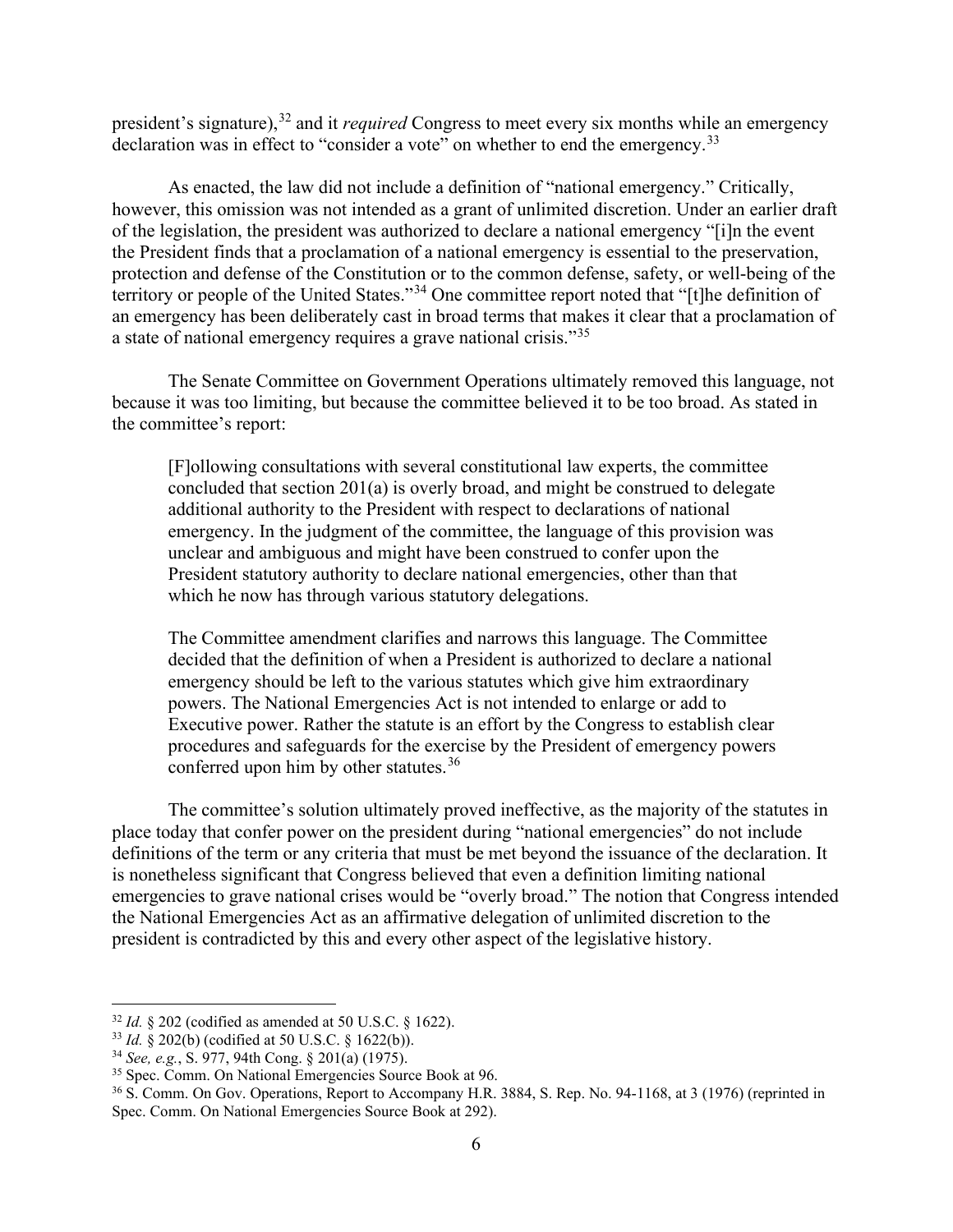president's signature),[32] and it *required* Congress to meet every six months while an emergency declaration was in effect to "consider a vote" on whether to end the emergency.[33]

As enacted, the law did not include a definition of "national emergency." Critically, however, this omission was not intended as a grant of unlimited discretion. Under an earlier draft of the legislation, the president was authorized to declare a national emergency "[i]n the event the President finds that a proclamation of a national emergency is essential to the preservation, protection and defense of the Constitution or to the common defense, safety, or well-being of the territory or people of the United States."[34] One committee report noted that "[t]he definition of an emergency has been deliberately cast in broad terms that makes it clear that a proclamation of a state of national emergency requires a grave national crisis."[35]

The Senate Committee on Government Operations ultimately removed this language, not because it was too limiting, but because the committee believed it to be too broad. As stated in the committee's report:

> [F]ollowing consultations with several constitutional law experts, the committee concluded that section 201(a) is overly broad, and might be construed to delegate additional authority to the President with respect to declarations of national emergency. In the judgment of the committee, the language of this provision was unclear and ambiguous and might have been construed to confer upon the President statutory authority to declare national emergencies, other than that which he now has through various statutory delegations.
>
> The Committee amendment clarifies and narrows this language. The Committee decided that the definition of when a President is authorized to declare a national emergency should be left to the various statutes which give him extraordinary powers. The National Emergencies Act is not intended to enlarge or add to Executive power. Rather the statute is an effort by the Congress to establish clear procedures and safeguards for the exercise by the President of emergency powers conferred upon him by other statutes.[36]

The committee's solution ultimately proved ineffective, as the majority of the statutes in place today that confer power on the president during "national emergencies" do not include definitions of the term or any criteria that must be met beyond the issuance of the declaration. It is nonetheless significant that Congress believed that even a definition limiting national emergencies to grave national crises would be "overly broad." The notion that Congress intended the National Emergencies Act as an affirmative delegation of unlimited discretion to the president is contradicted by this and every other aspect of the legislative history.

---

[32] *Id.* § 202 (codified as amended at 50 U.S.C. § 1622).

[33] *Id.* § 202(b) (codified at 50 U.S.C. § 1622(b)).

[34] *See, e.g.*, S. 977, 94th Cong. § 201(a) (1975).

[35] Spec. Comm. On National Emergencies Source Book at 96.

[36] S. Comm. On Gov. Operations, Report to Accompany H.R. 3884, S. Rep. No. 94-1168, at 3 (1976) (reprinted in Spec. Comm. On National Emergencies Source Book at 292).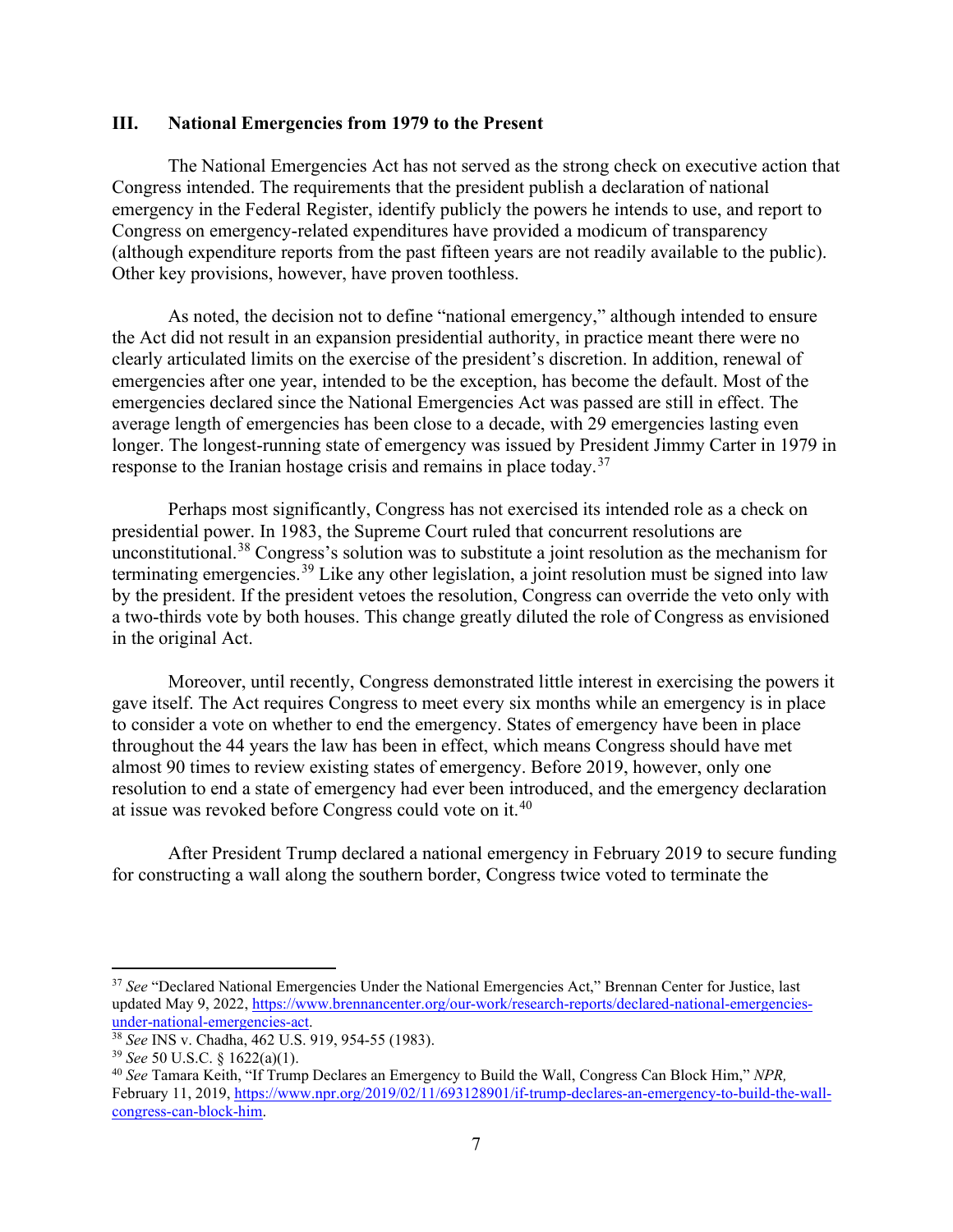## III. National Emergencies from 1979 to the Present

The National Emergencies Act has not served as the strong check on executive action that Congress intended. The requirements that the president publish a declaration of national emergency in the Federal Register, identify publicly the powers he intends to use, and report to Congress on emergency-related expenditures have provided a modicum of transparency (although expenditure reports from the past fifteen years are not readily available to the public). Other key provisions, however, have proven toothless.

As noted, the decision not to define "national emergency," although intended to ensure the Act did not result in an expansion presidential authority, in practice meant there were no clearly articulated limits on the exercise of the president's discretion. In addition, renewal of emergencies after one year, intended to be the exception, has become the default. Most of the emergencies declared since the National Emergencies Act was passed are still in effect. The average length of emergencies has been close to a decade, with 29 emergencies lasting even longer. The longest-running state of emergency was issued by President Jimmy Carter in 1979 in response to the Iranian hostage crisis and remains in place today.[37]

Perhaps most significantly, Congress has not exercised its intended role as a check on presidential power. In 1983, the Supreme Court ruled that concurrent resolutions are unconstitutional.[38] Congress's solution was to substitute a joint resolution as the mechanism for terminating emergencies.[39] Like any other legislation, a joint resolution must be signed into law by the president. If the president vetoes the resolution, Congress can override the veto only with a two-thirds vote by both houses. This change greatly diluted the role of Congress as envisioned in the original Act.

Moreover, until recently, Congress demonstrated little interest in exercising the powers it gave itself. The Act requires Congress to meet every six months while an emergency is in place to consider a vote on whether to end the emergency. States of emergency have been in place throughout the 44 years the law has been in effect, which means Congress should have met almost 90 times to review existing states of emergency. Before 2019, however, only one resolution to end a state of emergency had ever been introduced, and the emergency declaration at issue was revoked before Congress could vote on it.[40]

After President Trump declared a national emergency in February 2019 to secure funding for constructing a wall along the southern border, Congress twice voted to terminate the

---

[37] *See* "Declared National Emergencies Under the National Emergencies Act," Brennan Center for Justice, last updated May 9, 2022, https://www.brennancenter.org/our-work/research-reports/declared-national-emergencies-under-national-emergencies-act.

[38] *See* INS v. Chadha, 462 U.S. 919, 954-55 (1983).

[39] *See* 50 U.S.C. § 1622(a)(1).

[40] *See* Tamara Keith, "If Trump Declares an Emergency to Build the Wall, Congress Can Block Him," *NPR,* February 11, 2019, https://www.npr.org/2019/02/11/693128901/if-trump-declares-an-emergency-to-build-the-wall-congress-can-block-him.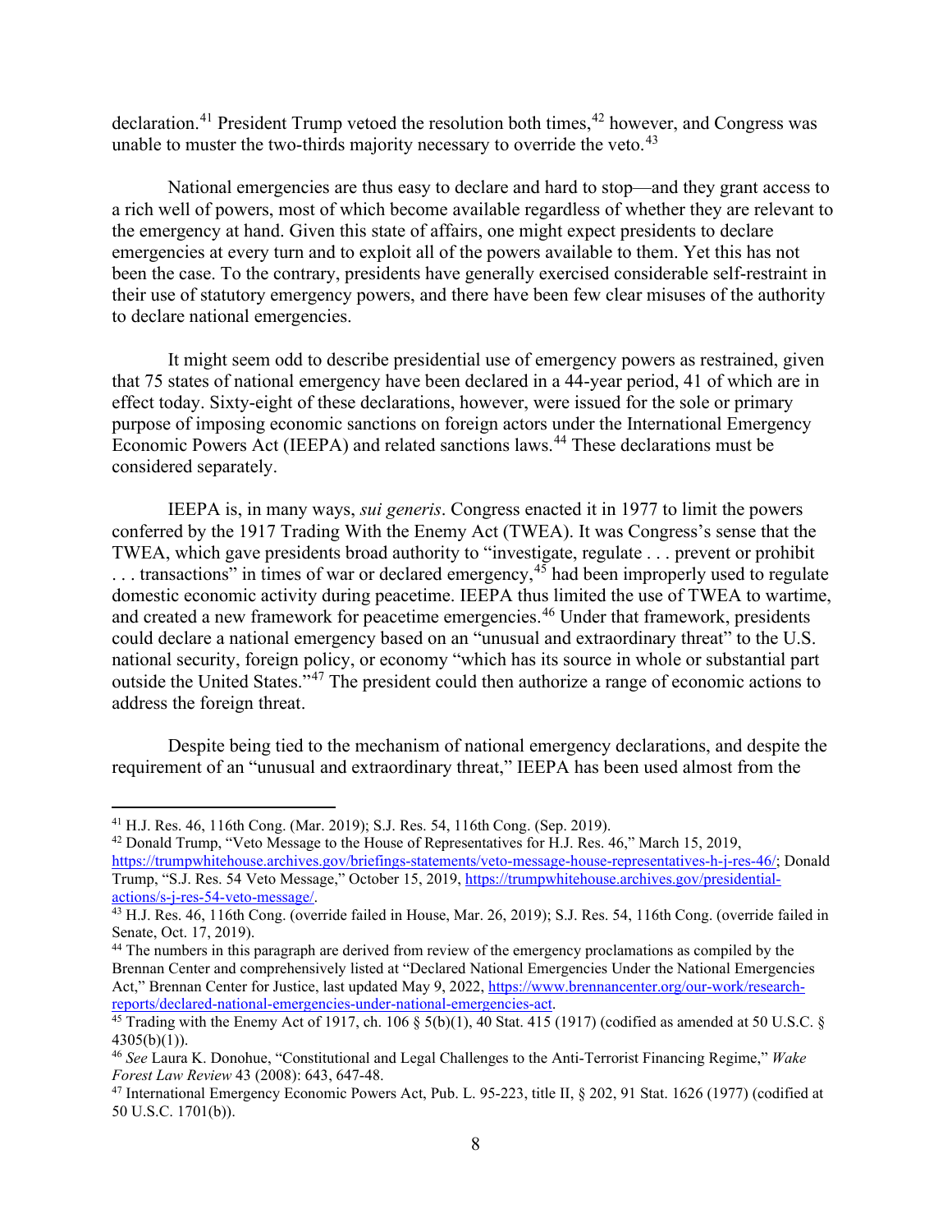declaration.[41] President Trump vetoed the resolution both times,[42] however, and Congress was unable to muster the two-thirds majority necessary to override the veto.[43]

National emergencies are thus easy to declare and hard to stop—and they grant access to a rich well of powers, most of which become available regardless of whether they are relevant to the emergency at hand. Given this state of affairs, one might expect presidents to declare emergencies at every turn and to exploit all of the powers available to them. Yet this has not been the case. To the contrary, presidents have generally exercised considerable self-restraint in their use of statutory emergency powers, and there have been few clear misuses of the authority to declare national emergencies.

It might seem odd to describe presidential use of emergency powers as restrained, given that 75 states of national emergency have been declared in a 44-year period, 41 of which are in effect today. Sixty-eight of these declarations, however, were issued for the sole or primary purpose of imposing economic sanctions on foreign actors under the International Emergency Economic Powers Act (IEEPA) and related sanctions laws.[44] These declarations must be considered separately.

IEEPA is, in many ways, *sui generis*. Congress enacted it in 1977 to limit the powers conferred by the 1917 Trading With the Enemy Act (TWEA). It was Congress's sense that the TWEA, which gave presidents broad authority to "investigate, regulate . . . prevent or prohibit . . . transactions" in times of war or declared emergency,[45] had been improperly used to regulate domestic economic activity during peacetime. IEEPA thus limited the use of TWEA to wartime, and created a new framework for peacetime emergencies.[46] Under that framework, presidents could declare a national emergency based on an "unusual and extraordinary threat" to the U.S. national security, foreign policy, or economy "which has its source in whole or substantial part outside the United States."[47] The president could then authorize a range of economic actions to address the foreign threat.

Despite being tied to the mechanism of national emergency declarations, and despite the requirement of an "unusual and extraordinary threat," IEEPA has been used almost from the

---

[41] H.J. Res. 46, 116th Cong. (Mar. 2019); S.J. Res. 54, 116th Cong. (Sep. 2019).

[42] Donald Trump, "Veto Message to the House of Representatives for H.J. Res. 46," March 15, 2019, https://trumpwhitehouse.archives.gov/briefings-statements/veto-message-house-representatives-h-j-res-46/; Donald Trump, "S.J. Res. 54 Veto Message," October 15, 2019, https://trumpwhitehouse.archives.gov/presidential-actions/s-j-res-54-veto-message/.

[43] H.J. Res. 46, 116th Cong. (override failed in House, Mar. 26, 2019); S.J. Res. 54, 116th Cong. (override failed in Senate, Oct. 17, 2019).

[44] The numbers in this paragraph are derived from review of the emergency proclamations as compiled by the Brennan Center and comprehensively listed at "Declared National Emergencies Under the National Emergencies Act," Brennan Center for Justice, last updated May 9, 2022, https://www.brennancenter.org/our-work/research-reports/declared-national-emergencies-under-national-emergencies-act.

[45] Trading with the Enemy Act of 1917, ch. 106 § 5(b)(1), 40 Stat. 415 (1917) (codified as amended at 50 U.S.C. § 4305(b)(1)).

[46] *See* Laura K. Donohue, "Constitutional and Legal Challenges to the Anti-Terrorist Financing Regime," *Wake Forest Law Review* 43 (2008): 643, 647-48.

[47] International Emergency Economic Powers Act, Pub. L. 95-223, title II, § 202, 91 Stat. 1626 (1977) (codified at 50 U.S.C. 1701(b)).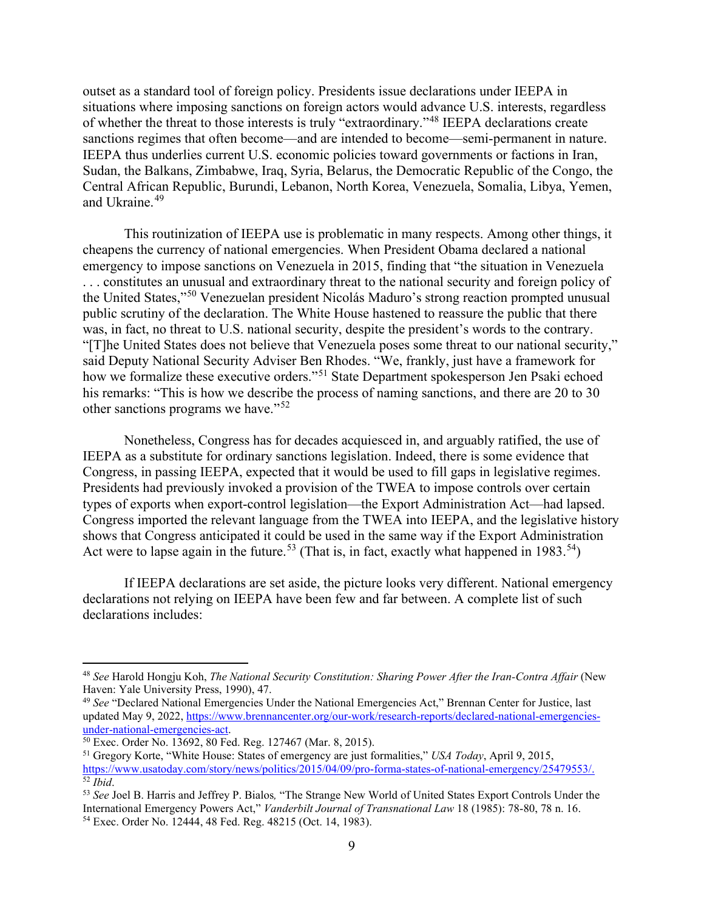outset as a standard tool of foreign policy. Presidents issue declarations under IEEPA in situations where imposing sanctions on foreign actors would advance U.S. interests, regardless of whether the threat to those interests is truly "extraordinary."[48] IEEPA declarations create sanctions regimes that often become—and are intended to become—semi-permanent in nature. IEEPA thus underlies current U.S. economic policies toward governments or factions in Iran, Sudan, the Balkans, Zimbabwe, Iraq, Syria, Belarus, the Democratic Republic of the Congo, the Central African Republic, Burundi, Lebanon, North Korea, Venezuela, Somalia, Libya, Yemen, and Ukraine.[49]

This routinization of IEEPA use is problematic in many respects. Among other things, it cheapens the currency of national emergencies. When President Obama declared a national emergency to impose sanctions on Venezuela in 2015, finding that "the situation in Venezuela . . . constitutes an unusual and extraordinary threat to the national security and foreign policy of the United States,"[50] Venezuelan president Nicolás Maduro's strong reaction prompted unusual public scrutiny of the declaration. The White House hastened to reassure the public that there was, in fact, no threat to U.S. national security, despite the president's words to the contrary. "[T]he United States does not believe that Venezuela poses some threat to our national security," said Deputy National Security Adviser Ben Rhodes. "We, frankly, just have a framework for how we formalize these executive orders."[51] State Department spokesperson Jen Psaki echoed his remarks: "This is how we describe the process of naming sanctions, and there are 20 to 30 other sanctions programs we have."[52]

Nonetheless, Congress has for decades acquiesced in, and arguably ratified, the use of IEEPA as a substitute for ordinary sanctions legislation. Indeed, there is some evidence that Congress, in passing IEEPA, expected that it would be used to fill gaps in legislative regimes. Presidents had previously invoked a provision of the TWEA to impose controls over certain types of exports when export-control legislation—the Export Administration Act—had lapsed. Congress imported the relevant language from the TWEA into IEEPA, and the legislative history shows that Congress anticipated it could be used in the same way if the Export Administration Act were to lapse again in the future.[53] (That is, in fact, exactly what happened in 1983.[54])

If IEEPA declarations are set aside, the picture looks very different. National emergency declarations not relying on IEEPA have been few and far between. A complete list of such declarations includes:

---

[48] *See* Harold Hongju Koh, *The National Security Constitution: Sharing Power After the Iran-Contra Affair* (New Haven: Yale University Press, 1990), 47.

[49] *See* "Declared National Emergencies Under the National Emergencies Act," Brennan Center for Justice, last updated May 9, 2022, https://www.brennancenter.org/our-work/research-reports/declared-national-emergencies-under-national-emergencies-act.

[50] Exec. Order No. 13692, 80 Fed. Reg. 127467 (Mar. 8, 2015).

[51] Gregory Korte, "White House: States of emergency are just formalities," *USA Today*, April 9, 2015, https://www.usatoday.com/story/news/politics/2015/04/09/pro-forma-states-of-national-emergency/25479553/.

[52] *Ibid*.

[53] *See* Joel B. Harris and Jeffrey P. Bialos*,* "The Strange New World of United States Export Controls Under the International Emergency Powers Act," *Vanderbilt Journal of Transnational Law* 18 (1985): 78-80, 78 n. 16.

[54] Exec. Order No. 12444, 48 Fed. Reg. 48215 (Oct. 14, 1983).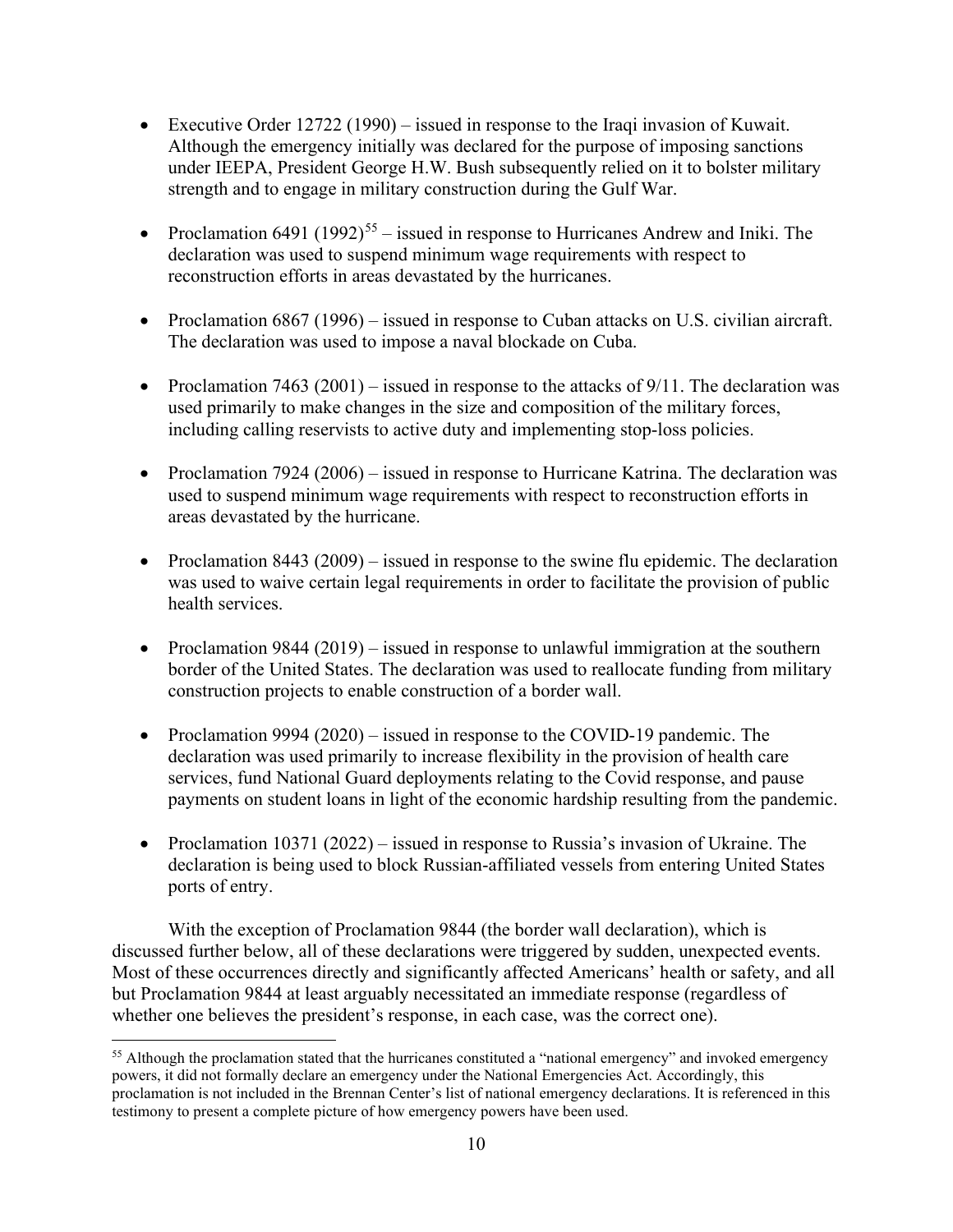- Executive Order 12722 (1990) – issued in response to the Iraqi invasion of Kuwait. Although the emergency initially was declared for the purpose of imposing sanctions under IEEPA, President George H.W. Bush subsequently relied on it to bolster military strength and to engage in military construction during the Gulf War.

- Proclamation 6491 (1992)[55] – issued in response to Hurricanes Andrew and Iniki. The declaration was used to suspend minimum wage requirements with respect to reconstruction efforts in areas devastated by the hurricanes.

- Proclamation 6867 (1996) – issued in response to Cuban attacks on U.S. civilian aircraft. The declaration was used to impose a naval blockade on Cuba.

- Proclamation 7463 (2001) – issued in response to the attacks of 9/11. The declaration was used primarily to make changes in the size and composition of the military forces, including calling reservists to active duty and implementing stop-loss policies.

- Proclamation 7924 (2006) – issued in response to Hurricane Katrina. The declaration was used to suspend minimum wage requirements with respect to reconstruction efforts in areas devastated by the hurricane.

- Proclamation 8443 (2009) – issued in response to the swine flu epidemic. The declaration was used to waive certain legal requirements in order to facilitate the provision of public health services.

- Proclamation 9844 (2019) – issued in response to unlawful immigration at the southern border of the United States. The declaration was used to reallocate funding from military construction projects to enable construction of a border wall.

- Proclamation 9994 (2020) – issued in response to the COVID-19 pandemic. The declaration was used primarily to increase flexibility in the provision of health care services, fund National Guard deployments relating to the Covid response, and pause payments on student loans in light of the economic hardship resulting from the pandemic.

- Proclamation 10371 (2022) – issued in response to Russia's invasion of Ukraine. The declaration is being used to block Russian-affiliated vessels from entering United States ports of entry.

With the exception of Proclamation 9844 (the border wall declaration), which is discussed further below, all of these declarations were triggered by sudden, unexpected events. Most of these occurrences directly and significantly affected Americans' health or safety, and all but Proclamation 9844 at least arguably necessitated an immediate response (regardless of whether one believes the president's response, in each case, was the correct one).

[55] Although the proclamation stated that the hurricanes constituted a "national emergency" and invoked emergency powers, it did not formally declare an emergency under the National Emergencies Act. Accordingly, this proclamation is not included in the Brennan Center's list of national emergency declarations. It is referenced in this testimony to present a complete picture of how emergency powers have been used.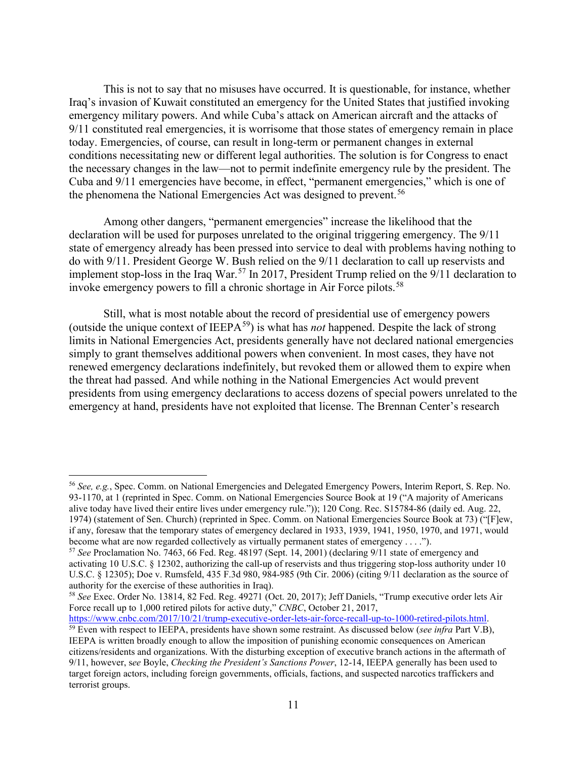This is not to say that no misuses have occurred. It is questionable, for instance, whether Iraq's invasion of Kuwait constituted an emergency for the United States that justified invoking emergency military powers. And while Cuba's attack on American aircraft and the attacks of 9/11 constituted real emergencies, it is worrisome that those states of emergency remain in place today. Emergencies, of course, can result in long-term or permanent changes in external conditions necessitating new or different legal authorities. The solution is for Congress to enact the necessary changes in the law—not to permit indefinite emergency rule by the president. The Cuba and 9/11 emergencies have become, in effect, "permanent emergencies," which is one of the phenomena the National Emergencies Act was designed to prevent.[56]

Among other dangers, "permanent emergencies" increase the likelihood that the declaration will be used for purposes unrelated to the original triggering emergency. The 9/11 state of emergency already has been pressed into service to deal with problems having nothing to do with 9/11. President George W. Bush relied on the 9/11 declaration to call up reservists and implement stop-loss in the Iraq War.[57] In 2017, President Trump relied on the 9/11 declaration to invoke emergency powers to fill a chronic shortage in Air Force pilots.[58]

Still, what is most notable about the record of presidential use of emergency powers (outside the unique context of IEEPA[59]) is what has *not* happened. Despite the lack of strong limits in National Emergencies Act, presidents generally have not declared national emergencies simply to grant themselves additional powers when convenient. In most cases, they have not renewed emergency declarations indefinitely, but revoked them or allowed them to expire when the threat had passed. And while nothing in the National Emergencies Act would prevent presidents from using emergency declarations to access dozens of special powers unrelated to the emergency at hand, presidents have not exploited that license. The Brennan Center's research

---

[56] *See, e.g.*, Spec. Comm. on National Emergencies and Delegated Emergency Powers, Interim Report, S. Rep. No. 93-1170, at 1 (reprinted in Spec. Comm. on National Emergencies Source Book at 19 ("A majority of Americans alive today have lived their entire lives under emergency rule.")); 120 Cong. Rec. S15784-86 (daily ed. Aug. 22, 1974) (statement of Sen. Church) (reprinted in Spec. Comm. on National Emergencies Source Book at 73) ("[F]ew, if any, foresaw that the temporary states of emergency declared in 1933, 1939, 1941, 1950, 1970, and 1971, would become what are now regarded collectively as virtually permanent states of emergency . . . .").

[57] *See* Proclamation No. 7463, 66 Fed. Reg. 48197 (Sept. 14, 2001) (declaring 9/11 state of emergency and activating 10 U.S.C. § 12302, authorizing the call-up of reservists and thus triggering stop-loss authority under 10 U.S.C. § 12305); Doe v. Rumsfeld, 435 F.3d 980, 984-985 (9th Cir. 2006) (citing 9/11 declaration as the source of authority for the exercise of these authorities in Iraq).

[58] *See* Exec. Order No. 13814, 82 Fed. Reg. 49271 (Oct. 20, 2017); Jeff Daniels, "Trump executive order lets Air Force recall up to 1,000 retired pilots for active duty," *CNBC*, October 21, 2017, https://www.cnbc.com/2017/10/21/trump-executive-order-lets-air-force-recall-up-to-1000-retired-pilots.html.

[59] Even with respect to IEEPA, presidents have shown some restraint. As discussed below (*see infra* Part V.B), IEEPA is written broadly enough to allow the imposition of punishing economic consequences on American citizens/residents and organizations. With the disturbing exception of executive branch actions in the aftermath of 9/11, however, s*ee* Boyle, *Checking the President's Sanctions Power*, 12-14, IEEPA generally has been used to target foreign actors, including foreign governments, officials, factions, and suspected narcotics traffickers and terrorist groups.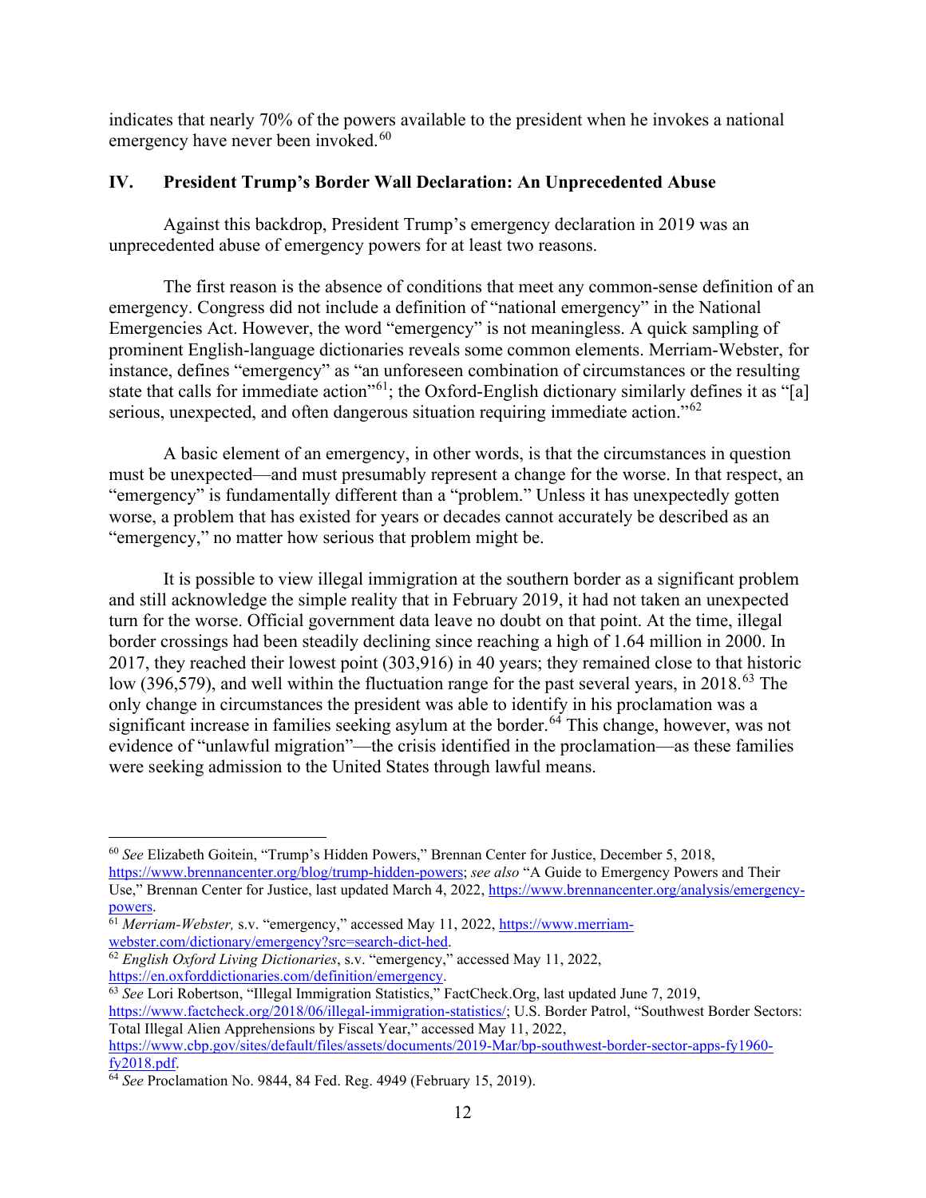indicates that nearly 70% of the powers available to the president when he invokes a national emergency have never been invoked.[60]

## IV. President Trump's Border Wall Declaration: An Unprecedented Abuse

Against this backdrop, President Trump's emergency declaration in 2019 was an unprecedented abuse of emergency powers for at least two reasons.

The first reason is the absence of conditions that meet any common-sense definition of an emergency. Congress did not include a definition of "national emergency" in the National Emergencies Act. However, the word "emergency" is not meaningless. A quick sampling of prominent English-language dictionaries reveals some common elements. Merriam-Webster, for instance, defines "emergency" as "an unforeseen combination of circumstances or the resulting state that calls for immediate action"[61]; the Oxford-English dictionary similarly defines it as "[a] serious, unexpected, and often dangerous situation requiring immediate action."[62]

A basic element of an emergency, in other words, is that the circumstances in question must be unexpected—and must presumably represent a change for the worse. In that respect, an "emergency" is fundamentally different than a "problem." Unless it has unexpectedly gotten worse, a problem that has existed for years or decades cannot accurately be described as an "emergency," no matter how serious that problem might be.

It is possible to view illegal immigration at the southern border as a significant problem and still acknowledge the simple reality that in February 2019, it had not taken an unexpected turn for the worse. Official government data leave no doubt on that point. At the time, illegal border crossings had been steadily declining since reaching a high of 1.64 million in 2000. In 2017, they reached their lowest point (303,916) in 40 years; they remained close to that historic low (396,579), and well within the fluctuation range for the past several years, in 2018.[63] The only change in circumstances the president was able to identify in his proclamation was a significant increase in families seeking asylum at the border.[64] This change, however, was not evidence of "unlawful migration"—the crisis identified in the proclamation—as these families were seeking admission to the United States through lawful means.

---

[60] *See* Elizabeth Goitein, "Trump's Hidden Powers," Brennan Center for Justice, December 5, 2018, https://www.brennancenter.org/blog/trump-hidden-powers; *see also* "A Guide to Emergency Powers and Their Use," Brennan Center for Justice, last updated March 4, 2022, https://www.brennancenter.org/analysis/emergency-powers.

[61] *Merriam-Webster,* s.v. "emergency," accessed May 11, 2022, https://www.merriam-webster.com/dictionary/emergency?src=search-dict-hed.

[62] *English Oxford Living Dictionaries*, s.v. "emergency," accessed May 11, 2022, https://en.oxforddictionaries.com/definition/emergency.

[63] *See* Lori Robertson, "Illegal Immigration Statistics," FactCheck.Org, last updated June 7, 2019, https://www.factcheck.org/2018/06/illegal-immigration-statistics/; U.S. Border Patrol, "Southwest Border Sectors: Total Illegal Alien Apprehensions by Fiscal Year," accessed May 11, 2022, https://www.cbp.gov/sites/default/files/assets/documents/2019-Mar/bp-southwest-border-sector-apps-fy1960-fy2018.pdf.

[64] *See* Proclamation No. 9844, 84 Fed. Reg. 4949 (February 15, 2019).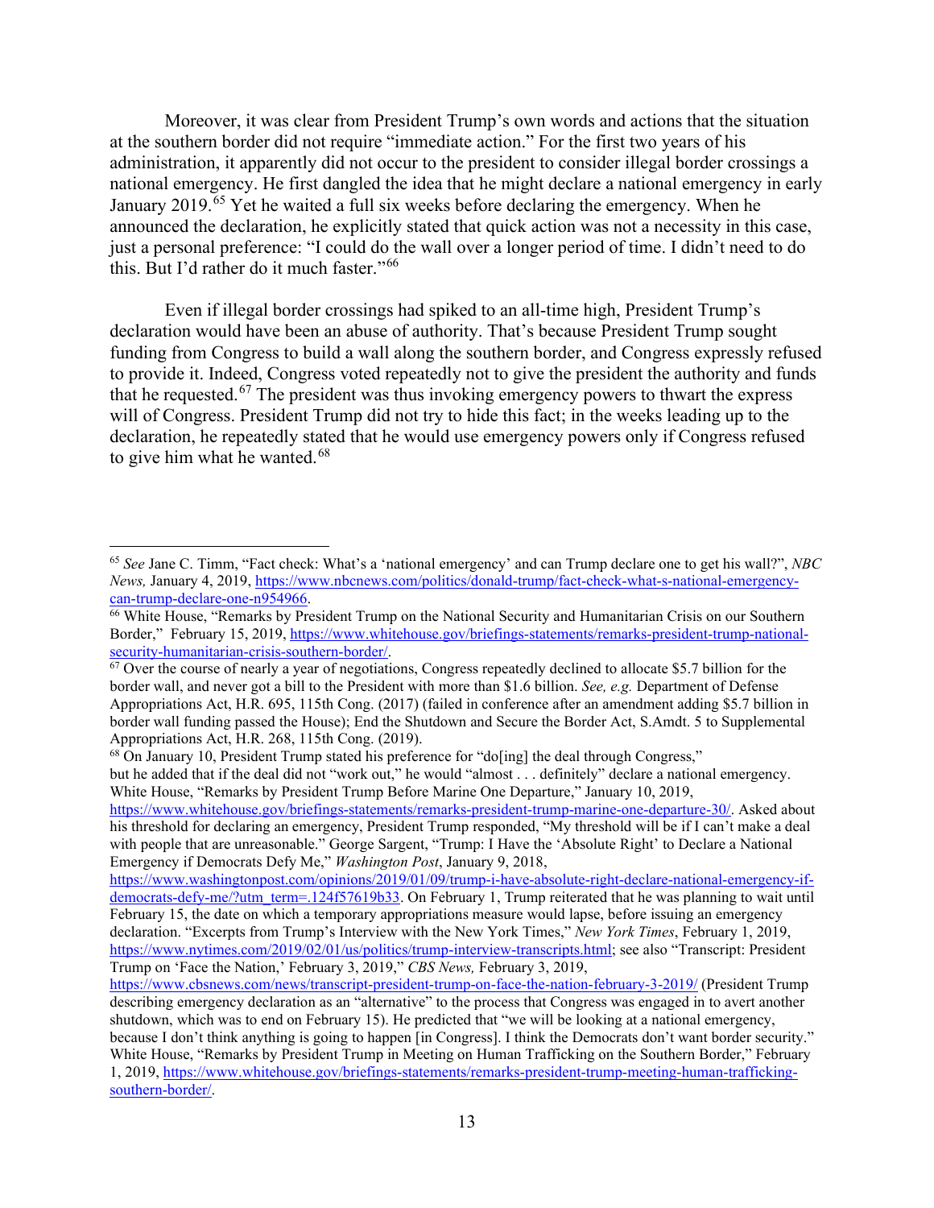Moreover, it was clear from President Trump's own words and actions that the situation at the southern border did not require "immediate action." For the first two years of his administration, it apparently did not occur to the president to consider illegal border crossings a national emergency. He first dangled the idea that he might declare a national emergency in early January 2019.[65] Yet he waited a full six weeks before declaring the emergency. When he announced the declaration, he explicitly stated that quick action was not a necessity in this case, just a personal preference: "I could do the wall over a longer period of time. I didn't need to do this. But I'd rather do it much faster."[66]

Even if illegal border crossings had spiked to an all-time high, President Trump's declaration would have been an abuse of authority. That's because President Trump sought funding from Congress to build a wall along the southern border, and Congress expressly refused to provide it. Indeed, Congress voted repeatedly not to give the president the authority and funds that he requested.[67] The president was thus invoking emergency powers to thwart the express will of Congress. President Trump did not try to hide this fact; in the weeks leading up to the declaration, he repeatedly stated that he would use emergency powers only if Congress refused to give him what he wanted.[68]

---

[65] *See* Jane C. Timm, "Fact check: What's a 'national emergency' and can Trump declare one to get his wall?", *NBC News,* January 4, 2019, https://www.nbcnews.com/politics/donald-trump/fact-check-what-s-national-emergency-can-trump-declare-one-n954966.

[66] White House, "Remarks by President Trump on the National Security and Humanitarian Crisis on our Southern Border," February 15, 2019, https://www.whitehouse.gov/briefings-statements/remarks-president-trump-national-security-humanitarian-crisis-southern-border/.

[67] Over the course of nearly a year of negotiations, Congress repeatedly declined to allocate $5.7 billion for the border wall, and never got a bill to the President with more than $1.6 billion. *See, e.g.* Department of Defense Appropriations Act, H.R. 695, 115th Cong. (2017) (failed in conference after an amendment adding $5.7 billion in border wall funding passed the House); End the Shutdown and Secure the Border Act, S.Amdt. 5 to Supplemental Appropriations Act, H.R. 268, 115th Cong. (2019).

[68] On January 10, President Trump stated his preference for "do[ing] the deal through Congress," but he added that if the deal did not "work out," he would "almost . . . definitely" declare a national emergency. White House, "Remarks by President Trump Before Marine One Departure," January 10, 2019, https://www.whitehouse.gov/briefings-statements/remarks-president-trump-marine-one-departure-30/. Asked about his threshold for declaring an emergency, President Trump responded, "My threshold will be if I can't make a deal with people that are unreasonable." George Sargent, "Trump: I Have the 'Absolute Right' to Declare a National Emergency if Democrats Defy Me," *Washington Post*, January 9, 2018, https://www.washingtonpost.com/opinions/2019/01/09/trump-i-have-absolute-right-declare-national-emergency-if-democrats-defy-me/?utm_term=.124f57619b33. On February 1, Trump reiterated that he was planning to wait until February 15, the date on which a temporary appropriations measure would lapse, before issuing an emergency declaration. "Excerpts from Trump's Interview with the New York Times," *New York Times*, February 1, 2019, https://www.nytimes.com/2019/02/01/us/politics/trump-interview-transcripts.html; see also "Transcript: President Trump on 'Face the Nation,' February 3, 2019," *CBS News,* February 3, 2019, https://www.cbsnews.com/news/transcript-president-trump-on-face-the-nation-february-3-2019/ (President Trump describing emergency declaration as an "alternative" to the process that Congress was engaged in to avert another shutdown, which was to end on February 15). He predicted that "we will be looking at a national emergency, because I don't think anything is going to happen [in Congress]. I think the Democrats don't want border security." White House, "Remarks by President Trump in Meeting on Human Trafficking on the Southern Border," February 1, 2019, https://www.whitehouse.gov/briefings-statements/remarks-president-trump-meeting-human-trafficking-southern-border/.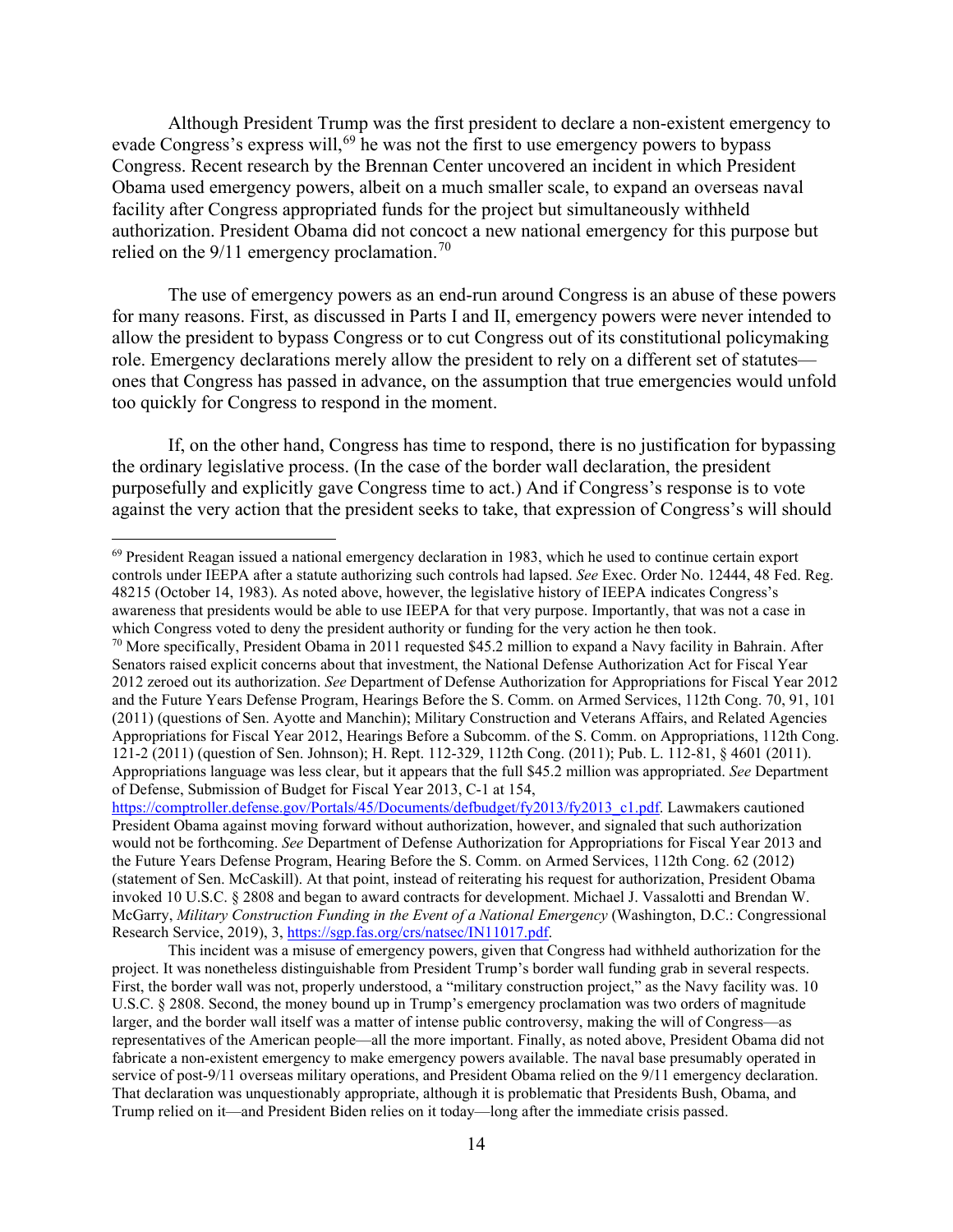Although President Trump was the first president to declare a non-existent emergency to evade Congress's express will,[69] he was not the first to use emergency powers to bypass Congress. Recent research by the Brennan Center uncovered an incident in which President Obama used emergency powers, albeit on a much smaller scale, to expand an overseas naval facility after Congress appropriated funds for the project but simultaneously withheld authorization. President Obama did not concoct a new national emergency for this purpose but relied on the 9/11 emergency proclamation.[70]

The use of emergency powers as an end-run around Congress is an abuse of these powers for many reasons. First, as discussed in Parts I and II, emergency powers were never intended to allow the president to bypass Congress or to cut Congress out of its constitutional policymaking role. Emergency declarations merely allow the president to rely on a different set of statutes—ones that Congress has passed in advance, on the assumption that true emergencies would unfold too quickly for Congress to respond in the moment.

If, on the other hand, Congress has time to respond, there is no justification for bypassing the ordinary legislative process. (In the case of the border wall declaration, the president purposefully and explicitly gave Congress time to act.) And if Congress's response is to vote against the very action that the president seeks to take, that expression of Congress's will should

---

[69] President Reagan issued a national emergency declaration in 1983, which he used to continue certain export controls under IEEPA after a statute authorizing such controls had lapsed. *See* Exec. Order No. 12444, 48 Fed. Reg. 48215 (October 14, 1983). As noted above, however, the legislative history of IEEPA indicates Congress's awareness that presidents would be able to use IEEPA for that very purpose. Importantly, that was not a case in which Congress voted to deny the president authority or funding for the very action he then took.

[70] More specifically, President Obama in 2011 requested $45.2 million to expand a Navy facility in Bahrain. After Senators raised explicit concerns about that investment, the National Defense Authorization Act for Fiscal Year 2012 zeroed out its authorization. *See* Department of Defense Authorization for Appropriations for Fiscal Year 2012 and the Future Years Defense Program, Hearings Before the S. Comm. on Armed Services, 112th Cong. 70, 91, 101 (2011) (questions of Sen. Ayotte and Manchin); Military Construction and Veterans Affairs, and Related Agencies Appropriations for Fiscal Year 2012, Hearings Before a Subcomm. of the S. Comm. on Appropriations, 112th Cong. 121-2 (2011) (question of Sen. Johnson); H. Rept. 112-329, 112th Cong. (2011); Pub. L. 112-81, § 4601 (2011). Appropriations language was less clear, but it appears that the full $45.2 million was appropriated. *See* Department of Defense, Submission of Budget for Fiscal Year 2013, C-1 at 154, https://comptroller.defense.gov/Portals/45/Documents/defbudget/fy2013/fy2013_c1.pdf. Lawmakers cautioned President Obama against moving forward without authorization, however, and signaled that such authorization would not be forthcoming. *See* Department of Defense Authorization for Appropriations for Fiscal Year 2013 and the Future Years Defense Program, Hearing Before the S. Comm. on Armed Services, 112th Cong. 62 (2012) (statement of Sen. McCaskill). At that point, instead of reiterating his request for authorization, President Obama invoked 10 U.S.C. § 2808 and began to award contracts for development. Michael J. Vassalotti and Brendan W. McGarry, *Military Construction Funding in the Event of a National Emergency* (Washington, D.C.: Congressional Research Service, 2019), 3, https://sgp.fas.org/crs/natsec/IN11017.pdf.

This incident was a misuse of emergency powers, given that Congress had withheld authorization for the project. It was nonetheless distinguishable from President Trump's border wall funding grab in several respects. First, the border wall was not, properly understood, a "military construction project," as the Navy facility was. 10 U.S.C. § 2808. Second, the money bound up in Trump's emergency proclamation was two orders of magnitude larger, and the border wall itself was a matter of intense public controversy, making the will of Congress—as representatives of the American people—all the more important. Finally, as noted above, President Obama did not fabricate a non-existent emergency to make emergency powers available. The naval base presumably operated in service of post-9/11 overseas military operations, and President Obama relied on the 9/11 emergency declaration. That declaration was unquestionably appropriate, although it is problematic that Presidents Bush, Obama, and Trump relied on it—and President Biden relies on it today—long after the immediate crisis passed.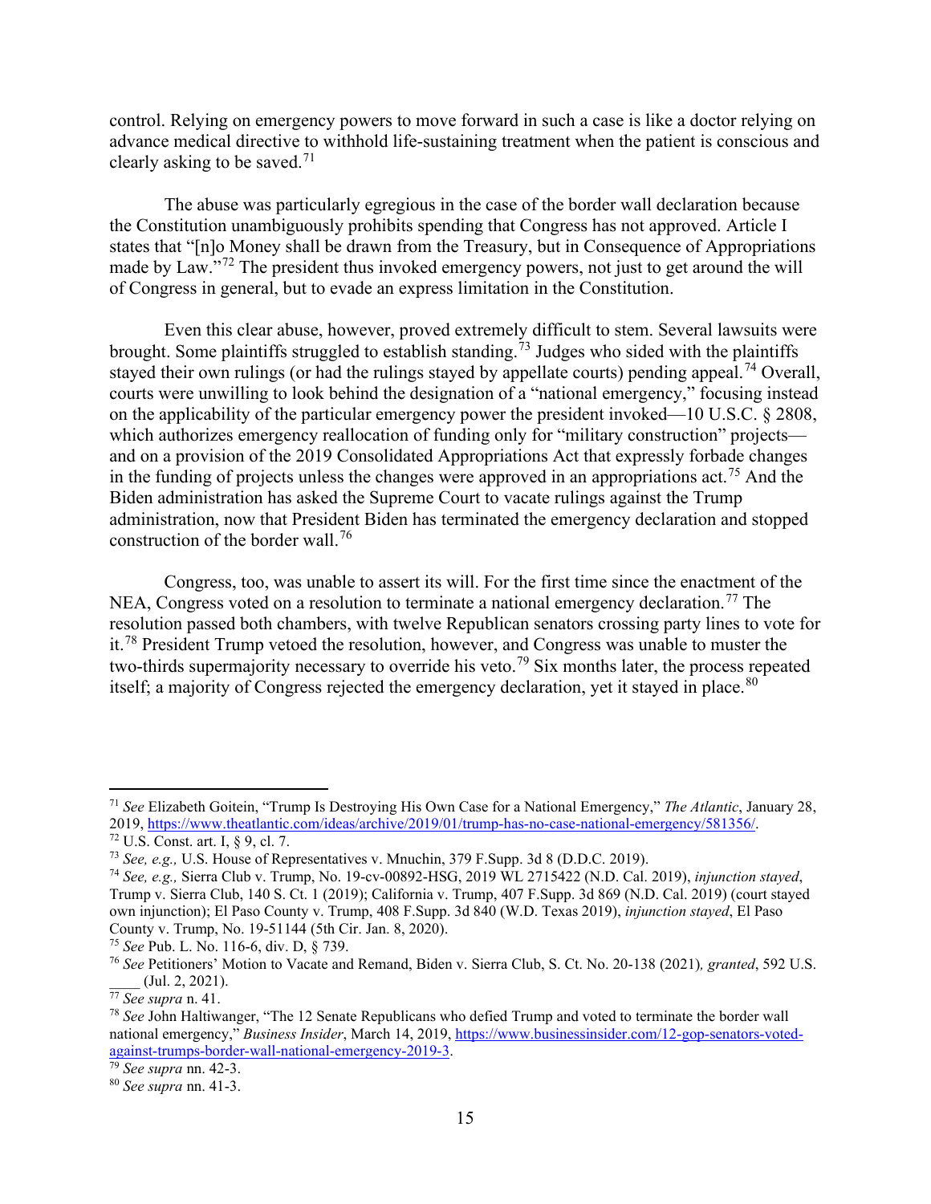control. Relying on emergency powers to move forward in such a case is like a doctor relying on advance medical directive to withhold life-sustaining treatment when the patient is conscious and clearly asking to be saved.[71]

The abuse was particularly egregious in the case of the border wall declaration because the Constitution unambiguously prohibits spending that Congress has not approved. Article I states that "[n]o Money shall be drawn from the Treasury, but in Consequence of Appropriations made by Law."[72] The president thus invoked emergency powers, not just to get around the will of Congress in general, but to evade an express limitation in the Constitution.

Even this clear abuse, however, proved extremely difficult to stem. Several lawsuits were brought. Some plaintiffs struggled to establish standing.[73] Judges who sided with the plaintiffs stayed their own rulings (or had the rulings stayed by appellate courts) pending appeal.[74] Overall, courts were unwilling to look behind the designation of a "national emergency," focusing instead on the applicability of the particular emergency power the president invoked—10 U.S.C. § 2808, which authorizes emergency reallocation of funding only for "military construction" projects—and on a provision of the 2019 Consolidated Appropriations Act that expressly forbade changes in the funding of projects unless the changes were approved in an appropriations act.[75] And the Biden administration has asked the Supreme Court to vacate rulings against the Trump administration, now that President Biden has terminated the emergency declaration and stopped construction of the border wall.[76]

Congress, too, was unable to assert its will. For the first time since the enactment of the NEA, Congress voted on a resolution to terminate a national emergency declaration.[77] The resolution passed both chambers, with twelve Republican senators crossing party lines to vote for it.[78] President Trump vetoed the resolution, however, and Congress was unable to muster the two-thirds supermajority necessary to override his veto.[79] Six months later, the process repeated itself; a majority of Congress rejected the emergency declaration, yet it stayed in place.[80]

---

[71] *See* Elizabeth Goitein, "Trump Is Destroying His Own Case for a National Emergency," *The Atlantic*, January 28, 2019, https://www.theatlantic.com/ideas/archive/2019/01/trump-has-no-case-national-emergency/581356/.

[72] U.S. Const. art. I, § 9, cl. 7.

[73] *See, e.g.,* U.S. House of Representatives v. Mnuchin, 379 F.Supp. 3d 8 (D.D.C. 2019).

[74] *See, e.g.,* Sierra Club v. Trump, No. 19-cv-00892-HSG, 2019 WL 2715422 (N.D. Cal. 2019), *injunction stayed*, Trump v. Sierra Club, 140 S. Ct. 1 (2019); California v. Trump, 407 F.Supp. 3d 869 (N.D. Cal. 2019) (court stayed own injunction); El Paso County v. Trump, 408 F.Supp. 3d 840 (W.D. Texas 2019), *injunction stayed*, El Paso County v. Trump, No. 19-51144 (5th Cir. Jan. 8, 2020).

[75] *See* Pub. L. No. 116-6, div. D, § 739.

[76] *See* Petitioners' Motion to Vacate and Remand, Biden v. Sierra Club, S. Ct. No. 20-138 (2021)*, granted*, 592 U.S. ____ (Jul. 2, 2021).

[77] *See supra* n. 41.

[78] *See* John Haltiwanger, "The 12 Senate Republicans who defied Trump and voted to terminate the border wall national emergency," *Business Insider*, March 14, 2019, https://www.businessinsider.com/12-gop-senators-voted-against-trumps-border-wall-national-emergency-2019-3.

[79] *See supra* nn. 42-3.

[80] *See supra* nn. 41-3.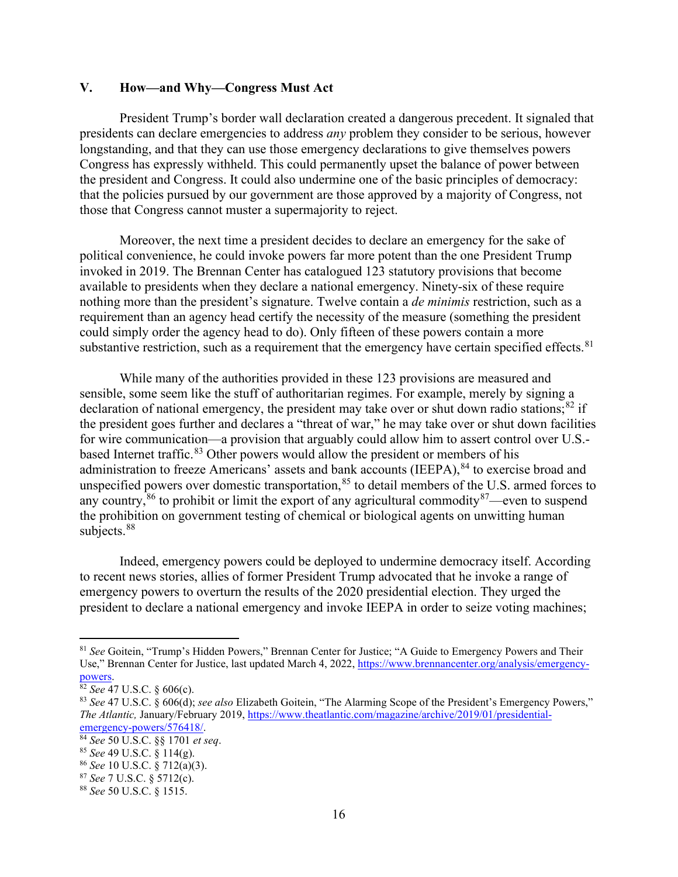## V. How—and Why—Congress Must Act

President Trump's border wall declaration created a dangerous precedent. It signaled that presidents can declare emergencies to address *any* problem they consider to be serious, however longstanding, and that they can use those emergency declarations to give themselves powers Congress has expressly withheld. This could permanently upset the balance of power between the president and Congress. It could also undermine one of the basic principles of democracy: that the policies pursued by our government are those approved by a majority of Congress, not those that Congress cannot muster a supermajority to reject.

Moreover, the next time a president decides to declare an emergency for the sake of political convenience, he could invoke powers far more potent than the one President Trump invoked in 2019. The Brennan Center has catalogued 123 statutory provisions that become available to presidents when they declare a national emergency. Ninety-six of these require nothing more than the president's signature. Twelve contain a *de minimis* restriction, such as a requirement than an agency head certify the necessity of the measure (something the president could simply order the agency head to do). Only fifteen of these powers contain a more substantive restriction, such as a requirement that the emergency have certain specified effects.[81]

While many of the authorities provided in these 123 provisions are measured and sensible, some seem like the stuff of authoritarian regimes. For example, merely by signing a declaration of national emergency, the president may take over or shut down radio stations;[82] if the president goes further and declares a "threat of war," he may take over or shut down facilities for wire communication—a provision that arguably could allow him to assert control over U.S.-based Internet traffic.[83] Other powers would allow the president or members of his administration to freeze Americans' assets and bank accounts (IEEPA),[84] to exercise broad and unspecified powers over domestic transportation,[85] to detail members of the U.S. armed forces to any country,[86] to prohibit or limit the export of any agricultural commodity[87]—even to suspend the prohibition on government testing of chemical or biological agents on unwitting human subjects.[88]

Indeed, emergency powers could be deployed to undermine democracy itself. According to recent news stories, allies of former President Trump advocated that he invoke a range of emergency powers to overturn the results of the 2020 presidential election. They urged the president to declare a national emergency and invoke IEEPA in order to seize voting machines;

---

[81] *See* Goitein, "Trump's Hidden Powers," Brennan Center for Justice; "A Guide to Emergency Powers and Their Use," Brennan Center for Justice, last updated March 4, 2022, https://www.brennancenter.org/analysis/emergency-powers.

[82] *See* 47 U.S.C. § 606(c).

[83] *See* 47 U.S.C. § 606(d); *see also* Elizabeth Goitein, "The Alarming Scope of the President's Emergency Powers," *The Atlantic,* January/February 2019, https://www.theatlantic.com/magazine/archive/2019/01/presidential-emergency-powers/576418/.

[84] *See* 50 U.S.C. §§ 1701 *et seq*.

[85] *See* 49 U.S.C. § 114(g).

[86] *See* 10 U.S.C. § 712(a)(3).

[87] *See* 7 U.S.C. § 5712(c).

[88] *See* 50 U.S.C. § 1515.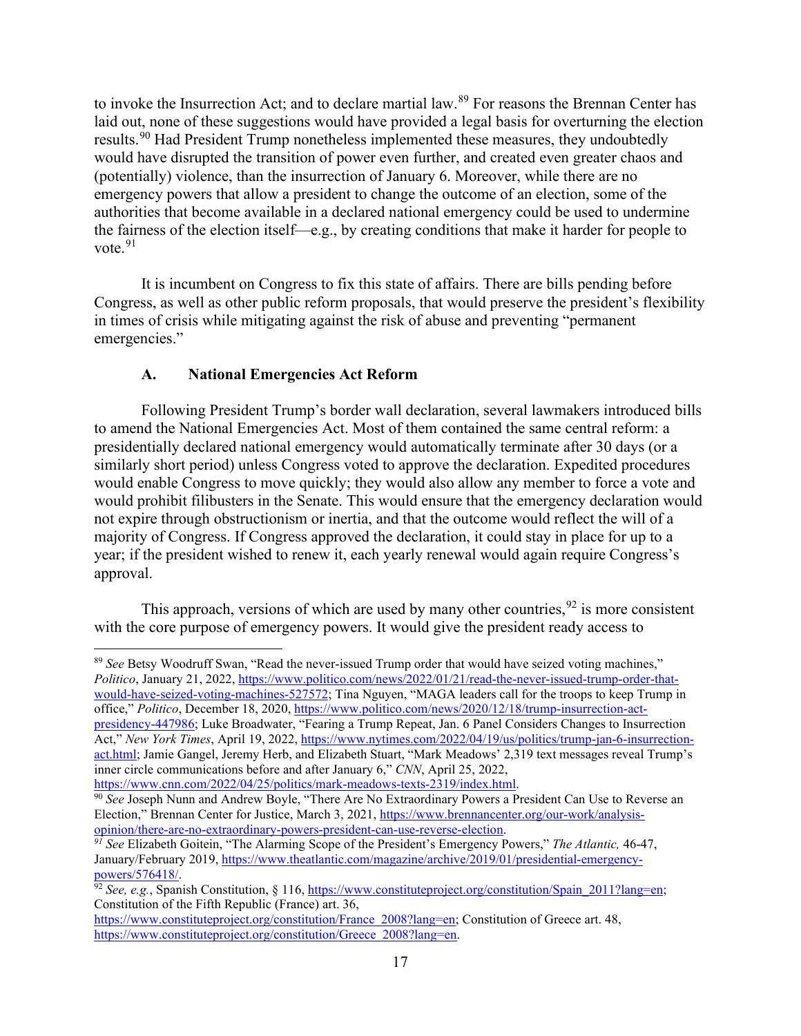to invoke the Insurrection Act; and to declare martial law.[89] For reasons the Brennan Center has laid out, none of these suggestions would have provided a legal basis for overturning the election results.[90] Had President Trump nonetheless implemented these measures, they undoubtedly would have disrupted the transition of power even further, and created even greater chaos and (potentially) violence, than the insurrection of January 6. Moreover, while there are no emergency powers that allow a president to change the outcome of an election, some of the authorities that become available in a declared national emergency could be used to undermine the fairness of the election itself—e.g., by creating conditions that make it harder for people to vote.[91]

It is incumbent on Congress to fix this state of affairs. There are bills pending before Congress, as well as other public reform proposals, that would preserve the president's flexibility in times of crisis while mitigating against the risk of abuse and preventing "permanent emergencies."

### A. National Emergencies Act Reform

Following President Trump's border wall declaration, several lawmakers introduced bills to amend the National Emergencies Act. Most of them contained the same central reform: a presidentially declared national emergency would automatically terminate after 30 days (or a similarly short period) unless Congress voted to approve the declaration. Expedited procedures would enable Congress to move quickly; they would also allow any member to force a vote and would prohibit filibusters in the Senate. This would ensure that the emergency declaration would not expire through obstructionism or inertia, and that the outcome would reflect the will of a majority of Congress. If Congress approved the declaration, it could stay in place for up to a year; if the president wished to renew it, each yearly renewal would again require Congress's approval.

This approach, versions of which are used by many other countries,[92] is more consistent with the core purpose of emergency powers. It would give the president ready access to

---

[89] *See* Betsy Woodruff Swan, "Read the never-issued Trump order that would have seized voting machines," *Politico*, January 21, 2022, https://www.politico.com/news/2022/01/21/read-the-never-issued-trump-order-that-would-have-seized-voting-machines-527572; Tina Nguyen, "MAGA leaders call for the troops to keep Trump in office," *Politico*, December 18, 2020, https://www.politico.com/news/2020/12/18/trump-insurrection-act-presidency-447986; Luke Broadwater, "Fearing a Trump Repeat, Jan. 6 Panel Considers Changes to Insurrection Act," *New York Times*, April 19, 2022, https://www.nytimes.com/2022/04/19/us/politics/trump-jan-6-insurrection-act.html; Jamie Gangel, Jeremy Herb, and Elizabeth Stuart, "Mark Meadows' 2,319 text messages reveal Trump's inner circle communications before and after January 6," *CNN*, April 25, 2022, https://www.cnn.com/2022/04/25/politics/mark-meadows-texts-2319/index.html.

[90] *See* Joseph Nunn and Andrew Boyle, "There Are No Extraordinary Powers a President Can Use to Reverse an Election," Brennan Center for Justice, March 3, 2021, https://www.brennancenter.org/our-work/analysis-opinion/there-are-no-extraordinary-powers-president-can-use-reverse-election.

[91] *See* Elizabeth Goitein, "The Alarming Scope of the President's Emergency Powers," *The Atlantic,* 46-47, January/February 2019, https://www.theatlantic.com/magazine/archive/2019/01/presidential-emergency-powers/576418/.

[92] *See, e.g.*, Spanish Constitution, § 116, https://www.constituteproject.org/constitution/Spain_2011?lang=en; Constitution of the Fifth Republic (France) art. 36, https://www.constituteproject.org/constitution/France_2008?lang=en; Constitution of Greece art. 48, https://www.constituteproject.org/constitution/Greece_2008?lang=en.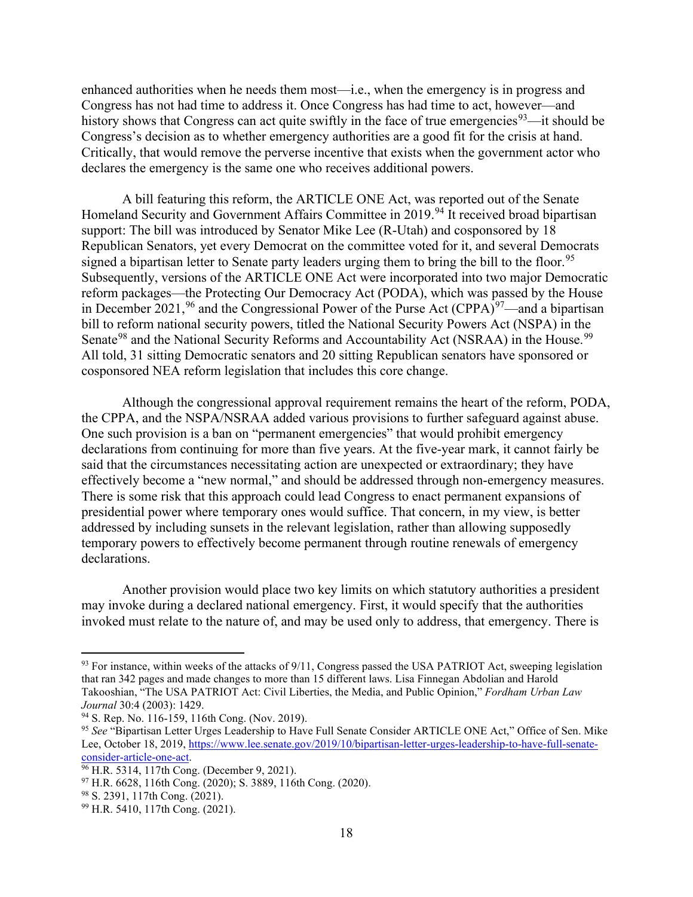enhanced authorities when he needs them most—i.e., when the emergency is in progress and Congress has not had time to address it. Once Congress has had time to act, however—and history shows that Congress can act quite swiftly in the face of true emergencies[93]—it should be Congress's decision as to whether emergency authorities are a good fit for the crisis at hand. Critically, that would remove the perverse incentive that exists when the government actor who declares the emergency is the same one who receives additional powers.

A bill featuring this reform, the ARTICLE ONE Act, was reported out of the Senate Homeland Security and Government Affairs Committee in 2019.[94] It received broad bipartisan support: The bill was introduced by Senator Mike Lee (R-Utah) and cosponsored by 18 Republican Senators, yet every Democrat on the committee voted for it, and several Democrats signed a bipartisan letter to Senate party leaders urging them to bring the bill to the floor.[95] Subsequently, versions of the ARTICLE ONE Act were incorporated into two major Democratic reform packages—the Protecting Our Democracy Act (PODA), which was passed by the House in December 2021,[96] and the Congressional Power of the Purse Act (CPPA)[97]—and a bipartisan bill to reform national security powers, titled the National Security Powers Act (NSPA) in the Senate[98] and the National Security Reforms and Accountability Act (NSRAA) in the House.[99] All told, 31 sitting Democratic senators and 20 sitting Republican senators have sponsored or cosponsored NEA reform legislation that includes this core change.

Although the congressional approval requirement remains the heart of the reform, PODA, the CPPA, and the NSPA/NSRAA added various provisions to further safeguard against abuse. One such provision is a ban on "permanent emergencies" that would prohibit emergency declarations from continuing for more than five years. At the five-year mark, it cannot fairly be said that the circumstances necessitating action are unexpected or extraordinary; they have effectively become a "new normal," and should be addressed through non-emergency measures. There is some risk that this approach could lead Congress to enact permanent expansions of presidential power where temporary ones would suffice. That concern, in my view, is better addressed by including sunsets in the relevant legislation, rather than allowing supposedly temporary powers to effectively become permanent through routine renewals of emergency declarations.

Another provision would place two key limits on which statutory authorities a president may invoke during a declared national emergency. First, it would specify that the authorities invoked must relate to the nature of, and may be used only to address, that emergency. There is

---

[93] For instance, within weeks of the attacks of 9/11, Congress passed the USA PATRIOT Act, sweeping legislation that ran 342 pages and made changes to more than 15 different laws. Lisa Finnegan Abdolian and Harold Takooshian, "The USA PATRIOT Act: Civil Liberties, the Media, and Public Opinion," *Fordham Urban Law Journal* 30:4 (2003): 1429.

[94] S. Rep. No. 116-159, 116th Cong. (Nov. 2019).

[95] *See* "Bipartisan Letter Urges Leadership to Have Full Senate Consider ARTICLE ONE Act," Office of Sen. Mike Lee, October 18, 2019, https://www.lee.senate.gov/2019/10/bipartisan-letter-urges-leadership-to-have-full-senate-consider-article-one-act.

[96] H.R. 5314, 117th Cong. (December 9, 2021).

[97] H.R. 6628, 116th Cong. (2020); S. 3889, 116th Cong. (2020).

[98] S. 2391, 117th Cong. (2021).

[99] H.R. 5410, 117th Cong. (2021).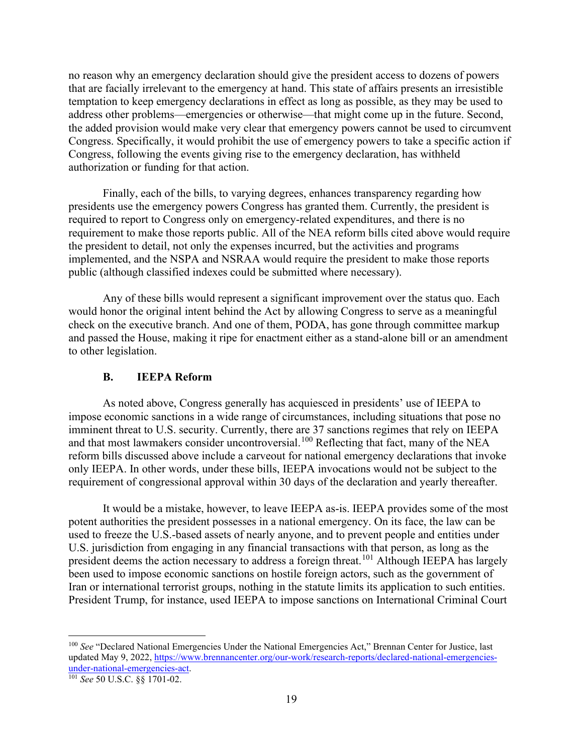no reason why an emergency declaration should give the president access to dozens of powers that are facially irrelevant to the emergency at hand. This state of affairs presents an irresistible temptation to keep emergency declarations in effect as long as possible, as they may be used to address other problems—emergencies or otherwise—that might come up in the future. Second, the added provision would make very clear that emergency powers cannot be used to circumvent Congress. Specifically, it would prohibit the use of emergency powers to take a specific action if Congress, following the events giving rise to the emergency declaration, has withheld authorization or funding for that action.

Finally, each of the bills, to varying degrees, enhances transparency regarding how presidents use the emergency powers Congress has granted them. Currently, the president is required to report to Congress only on emergency-related expenditures, and there is no requirement to make those reports public. All of the NEA reform bills cited above would require the president to detail, not only the expenses incurred, but the activities and programs implemented, and the NSPA and NSRAA would require the president to make those reports public (although classified indexes could be submitted where necessary).

Any of these bills would represent a significant improvement over the status quo. Each would honor the original intent behind the Act by allowing Congress to serve as a meaningful check on the executive branch. And one of them, PODA, has gone through committee markup and passed the House, making it ripe for enactment either as a stand-alone bill or an amendment to other legislation.

### B. IEEPA Reform

As noted above, Congress generally has acquiesced in presidents' use of IEEPA to impose economic sanctions in a wide range of circumstances, including situations that pose no imminent threat to U.S. security. Currently, there are 37 sanctions regimes that rely on IEEPA and that most lawmakers consider uncontroversial.[100] Reflecting that fact, many of the NEA reform bills discussed above include a carveout for national emergency declarations that invoke only IEEPA. In other words, under these bills, IEEPA invocations would not be subject to the requirement of congressional approval within 30 days of the declaration and yearly thereafter.

It would be a mistake, however, to leave IEEPA as-is. IEEPA provides some of the most potent authorities the president possesses in a national emergency. On its face, the law can be used to freeze the U.S.-based assets of nearly anyone, and to prevent people and entities under U.S. jurisdiction from engaging in any financial transactions with that person, as long as the president deems the action necessary to address a foreign threat.[101] Although IEEPA has largely been used to impose economic sanctions on hostile foreign actors, such as the government of Iran or international terrorist groups, nothing in the statute limits its application to such entities. President Trump, for instance, used IEEPA to impose sanctions on International Criminal Court

---

[100] *See* "Declared National Emergencies Under the National Emergencies Act," Brennan Center for Justice, last updated May 9, 2022, https://www.brennancenter.org/our-work/research-reports/declared-national-emergencies-under-national-emergencies-act.

[101] *See* 50 U.S.C. §§ 1701-02.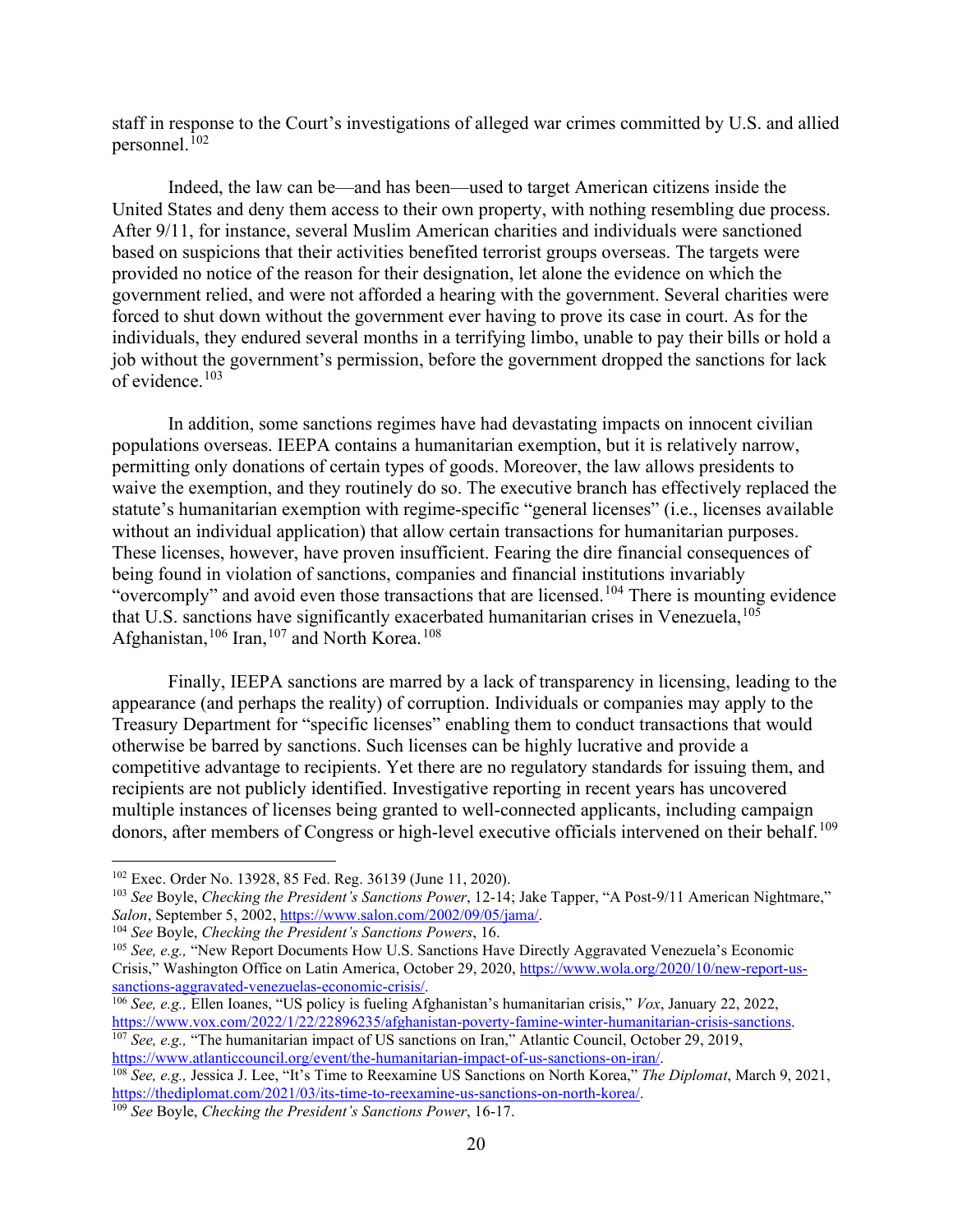staff in response to the Court's investigations of alleged war crimes committed by U.S. and allied personnel.[102]

Indeed, the law can be—and has been—used to target American citizens inside the United States and deny them access to their own property, with nothing resembling due process. After 9/11, for instance, several Muslim American charities and individuals were sanctioned based on suspicions that their activities benefited terrorist groups overseas. The targets were provided no notice of the reason for their designation, let alone the evidence on which the government relied, and were not afforded a hearing with the government. Several charities were forced to shut down without the government ever having to prove its case in court. As for the individuals, they endured several months in a terrifying limbo, unable to pay their bills or hold a job without the government's permission, before the government dropped the sanctions for lack of evidence.[103]

In addition, some sanctions regimes have had devastating impacts on innocent civilian populations overseas. IEEPA contains a humanitarian exemption, but it is relatively narrow, permitting only donations of certain types of goods. Moreover, the law allows presidents to waive the exemption, and they routinely do so. The executive branch has effectively replaced the statute's humanitarian exemption with regime-specific "general licenses" (i.e., licenses available without an individual application) that allow certain transactions for humanitarian purposes. These licenses, however, have proven insufficient. Fearing the dire financial consequences of being found in violation of sanctions, companies and financial institutions invariably "overcomply" and avoid even those transactions that are licensed.[104] There is mounting evidence that U.S. sanctions have significantly exacerbated humanitarian crises in Venezuela,[105] Afghanistan,[106] Iran,[107] and North Korea.[108]

Finally, IEEPA sanctions are marred by a lack of transparency in licensing, leading to the appearance (and perhaps the reality) of corruption. Individuals or companies may apply to the Treasury Department for "specific licenses" enabling them to conduct transactions that would otherwise be barred by sanctions. Such licenses can be highly lucrative and provide a competitive advantage to recipients. Yet there are no regulatory standards for issuing them, and recipients are not publicly identified. Investigative reporting in recent years has uncovered multiple instances of licenses being granted to well-connected applicants, including campaign donors, after members of Congress or high-level executive officials intervened on their behalf.[109]

---

[102] Exec. Order No. 13928, 85 Fed. Reg. 36139 (June 11, 2020).

[103] *See* Boyle, *Checking the President's Sanctions Power*, 12-14; Jake Tapper, "A Post-9/11 American Nightmare," *Salon*, September 5, 2002, https://www.salon.com/2002/09/05/jama/.

[104] *See* Boyle, *Checking the President's Sanctions Powers*, 16.

[105] *See, e.g.,* "New Report Documents How U.S. Sanctions Have Directly Aggravated Venezuela's Economic Crisis," Washington Office on Latin America, October 29, 2020, https://www.wola.org/2020/10/new-report-us-sanctions-aggravated-venezuelas-economic-crisis/.

[106] *See, e.g.,* Ellen Ioanes, "US policy is fueling Afghanistan's humanitarian crisis," *Vox*, January 22, 2022, https://www.vox.com/2022/1/22/22896235/afghanistan-poverty-famine-winter-humanitarian-crisis-sanctions.

[107] *See, e.g.,* "The humanitarian impact of US sanctions on Iran," Atlantic Council, October 29, 2019, https://www.atlanticcouncil.org/event/the-humanitarian-impact-of-us-sanctions-on-iran/.

[108] *See, e.g.,* Jessica J. Lee, "It's Time to Reexamine US Sanctions on North Korea," *The Diplomat*, March 9, 2021, https://thediplomat.com/2021/03/its-time-to-reexamine-us-sanctions-on-north-korea/.

[109] *See* Boyle, *Checking the President's Sanctions Power*, 16-17.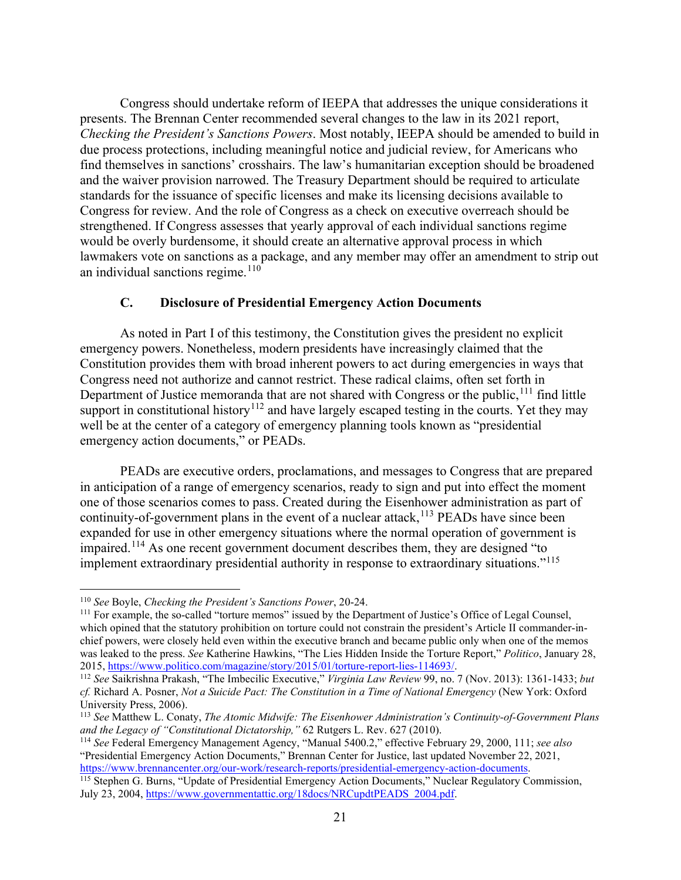Congress should undertake reform of IEEPA that addresses the unique considerations it presents. The Brennan Center recommended several changes to the law in its 2021 report, *Checking the President's Sanctions Powers*. Most notably, IEEPA should be amended to build in due process protections, including meaningful notice and judicial review, for Americans who find themselves in sanctions' crosshairs. The law's humanitarian exception should be broadened and the waiver provision narrowed. The Treasury Department should be required to articulate standards for the issuance of specific licenses and make its licensing decisions available to Congress for review. And the role of Congress as a check on executive overreach should be strengthened. If Congress assesses that yearly approval of each individual sanctions regime would be overly burdensome, it should create an alternative approval process in which lawmakers vote on sanctions as a package, and any member may offer an amendment to strip out an individual sanctions regime.[110]

### C. Disclosure of Presidential Emergency Action Documents

As noted in Part I of this testimony, the Constitution gives the president no explicit emergency powers. Nonetheless, modern presidents have increasingly claimed that the Constitution provides them with broad inherent powers to act during emergencies in ways that Congress need not authorize and cannot restrict. These radical claims, often set forth in Department of Justice memoranda that are not shared with Congress or the public,[111] find little support in constitutional history[112] and have largely escaped testing in the courts. Yet they may well be at the center of a category of emergency planning tools known as "presidential emergency action documents," or PEADs.

PEADs are executive orders, proclamations, and messages to Congress that are prepared in anticipation of a range of emergency scenarios, ready to sign and put into effect the moment one of those scenarios comes to pass. Created during the Eisenhower administration as part of continuity-of-government plans in the event of a nuclear attack,[113] PEADs have since been expanded for use in other emergency situations where the normal operation of government is impaired.[114] As one recent government document describes them, they are designed "to implement extraordinary presidential authority in response to extraordinary situations."[115]

---

[110] *See* Boyle, *Checking the President's Sanctions Power*, 20-24.

[111] For example, the so-called "torture memos" issued by the Department of Justice's Office of Legal Counsel, which opined that the statutory prohibition on torture could not constrain the president's Article II commander-in-chief powers, were closely held even within the executive branch and became public only when one of the memos was leaked to the press. *See* Katherine Hawkins, "The Lies Hidden Inside the Torture Report," *Politico*, January 28, 2015, https://www.politico.com/magazine/story/2015/01/torture-report-lies-114693/.

[112] *See* Saikrishna Prakash, "The Imbecilic Executive," *Virginia Law Review* 99, no. 7 (Nov. 2013): 1361-1433; *but cf.* Richard A. Posner, *Not a Suicide Pact: The Constitution in a Time of National Emergency* (New York: Oxford University Press, 2006).

[113] *See* Matthew L. Conaty, *The Atomic Midwife: The Eisenhower Administration's Continuity-of-Government Plans and the Legacy of "Constitutional Dictatorship,"* 62 Rutgers L. Rev. 627 (2010).

[114] *See* Federal Emergency Management Agency, "Manual 5400.2," effective February 29, 2000, 111; *see also* "Presidential Emergency Action Documents," Brennan Center for Justice, last updated November 22, 2021, https://www.brennancenter.org/our-work/research-reports/presidential-emergency-action-documents.

[115] Stephen G. Burns, "Update of Presidential Emergency Action Documents," Nuclear Regulatory Commission, July 23, 2004, https://www.governmentattic.org/18docs/NRCupdtPEADS_2004.pdf.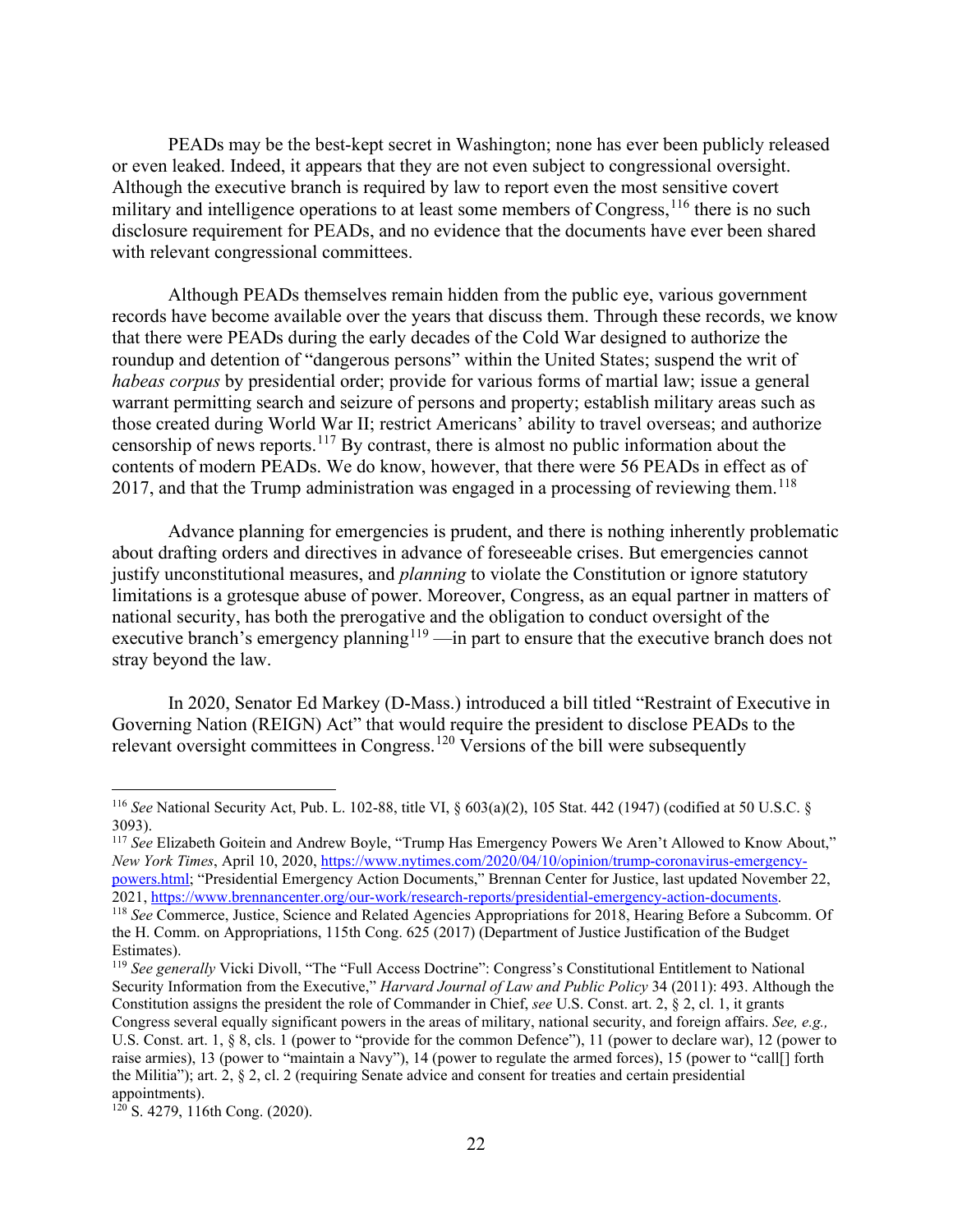PEADs may be the best-kept secret in Washington; none has ever been publicly released or even leaked. Indeed, it appears that they are not even subject to congressional oversight. Although the executive branch is required by law to report even the most sensitive covert military and intelligence operations to at least some members of Congress,[116] there is no such disclosure requirement for PEADs, and no evidence that the documents have ever been shared with relevant congressional committees.

Although PEADs themselves remain hidden from the public eye, various government records have become available over the years that discuss them. Through these records, we know that there were PEADs during the early decades of the Cold War designed to authorize the roundup and detention of "dangerous persons" within the United States; suspend the writ of *habeas corpus* by presidential order; provide for various forms of martial law; issue a general warrant permitting search and seizure of persons and property; establish military areas such as those created during World War II; restrict Americans' ability to travel overseas; and authorize censorship of news reports.[117] By contrast, there is almost no public information about the contents of modern PEADs. We do know, however, that there were 56 PEADs in effect as of 2017, and that the Trump administration was engaged in a processing of reviewing them.[118]

Advance planning for emergencies is prudent, and there is nothing inherently problematic about drafting orders and directives in advance of foreseeable crises. But emergencies cannot justify unconstitutional measures, and *planning* to violate the Constitution or ignore statutory limitations is a grotesque abuse of power. Moreover, Congress, as an equal partner in matters of national security, has both the prerogative and the obligation to conduct oversight of the executive branch's emergency planning[119] —in part to ensure that the executive branch does not stray beyond the law.

In 2020, Senator Ed Markey (D-Mass.) introduced a bill titled "Restraint of Executive in Governing Nation (REIGN) Act" that would require the president to disclose PEADs to the relevant oversight committees in Congress.[120] Versions of the bill were subsequently

---

[116] *See* National Security Act, Pub. L. 102-88, title VI, § 603(a)(2), 105 Stat. 442 (1947) (codified at 50 U.S.C. § 3093).

[117] *See* Elizabeth Goitein and Andrew Boyle, "Trump Has Emergency Powers We Aren't Allowed to Know About," *New York Times*, April 10, 2020, https://www.nytimes.com/2020/04/10/opinion/trump-coronavirus-emergency-powers.html; "Presidential Emergency Action Documents," Brennan Center for Justice, last updated November 22, 2021, https://www.brennancenter.org/our-work/research-reports/presidential-emergency-action-documents.

[118] *See* Commerce, Justice, Science and Related Agencies Appropriations for 2018, Hearing Before a Subcomm. Of the H. Comm. on Appropriations, 115th Cong. 625 (2017) (Department of Justice Justification of the Budget Estimates).

[119] *See generally* Vicki Divoll, "The "Full Access Doctrine": Congress's Constitutional Entitlement to National Security Information from the Executive," *Harvard Journal of Law and Public Policy* 34 (2011): 493. Although the Constitution assigns the president the role of Commander in Chief, *see* U.S. Const. art. 2, § 2, cl. 1, it grants Congress several equally significant powers in the areas of military, national security, and foreign affairs. *See, e.g.,* U.S. Const. art. 1, § 8, cls. 1 (power to "provide for the common Defence"), 11 (power to declare war), 12 (power to raise armies), 13 (power to "maintain a Navy"), 14 (power to regulate the armed forces), 15 (power to "call[] forth the Militia"); art. 2, § 2, cl. 2 (requiring Senate advice and consent for treaties and certain presidential appointments).

[120] S. 4279, 116th Cong. (2020).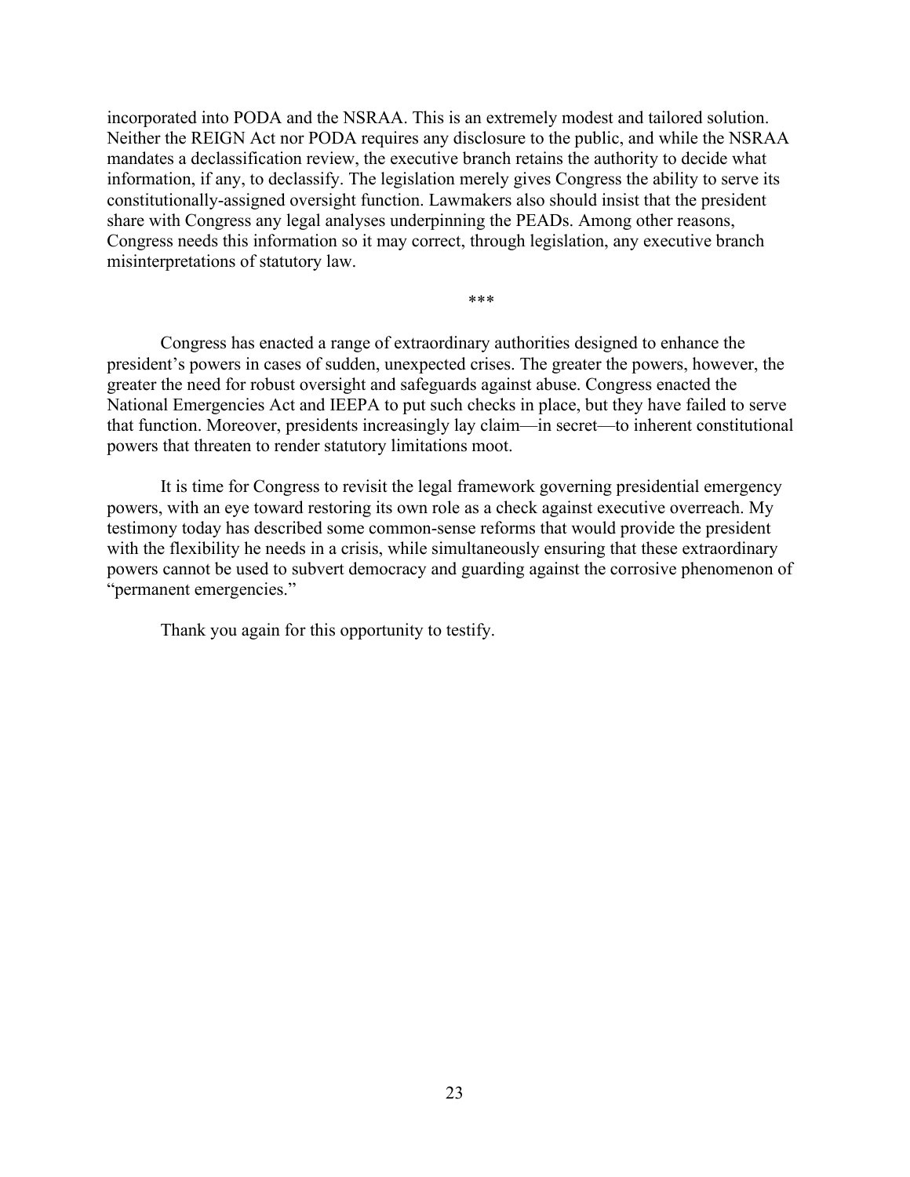incorporated into PODA and the NSRAA. This is an extremely modest and tailored solution. Neither the REIGN Act nor PODA requires any disclosure to the public, and while the NSRAA mandates a declassification review, the executive branch retains the authority to decide what information, if any, to declassify. The legislation merely gives Congress the ability to serve its constitutionally-assigned oversight function. Lawmakers also should insist that the president share with Congress any legal analyses underpinning the PEADs. Among other reasons, Congress needs this information so it may correct, through legislation, any executive branch misinterpretations of statutory law.

***

Congress has enacted a range of extraordinary authorities designed to enhance the president's powers in cases of sudden, unexpected crises. The greater the powers, however, the greater the need for robust oversight and safeguards against abuse. Congress enacted the National Emergencies Act and IEEPA to put such checks in place, but they have failed to serve that function. Moreover, presidents increasingly lay claim—in secret—to inherent constitutional powers that threaten to render statutory limitations moot.

It is time for Congress to revisit the legal framework governing presidential emergency powers, with an eye toward restoring its own role as a check against executive overreach. My testimony today has described some common-sense reforms that would provide the president with the flexibility he needs in a crisis, while simultaneously ensuring that these extraordinary powers cannot be used to subvert democracy and guarding against the corrosive phenomenon of "permanent emergencies."

Thank you again for this opportunity to testify.